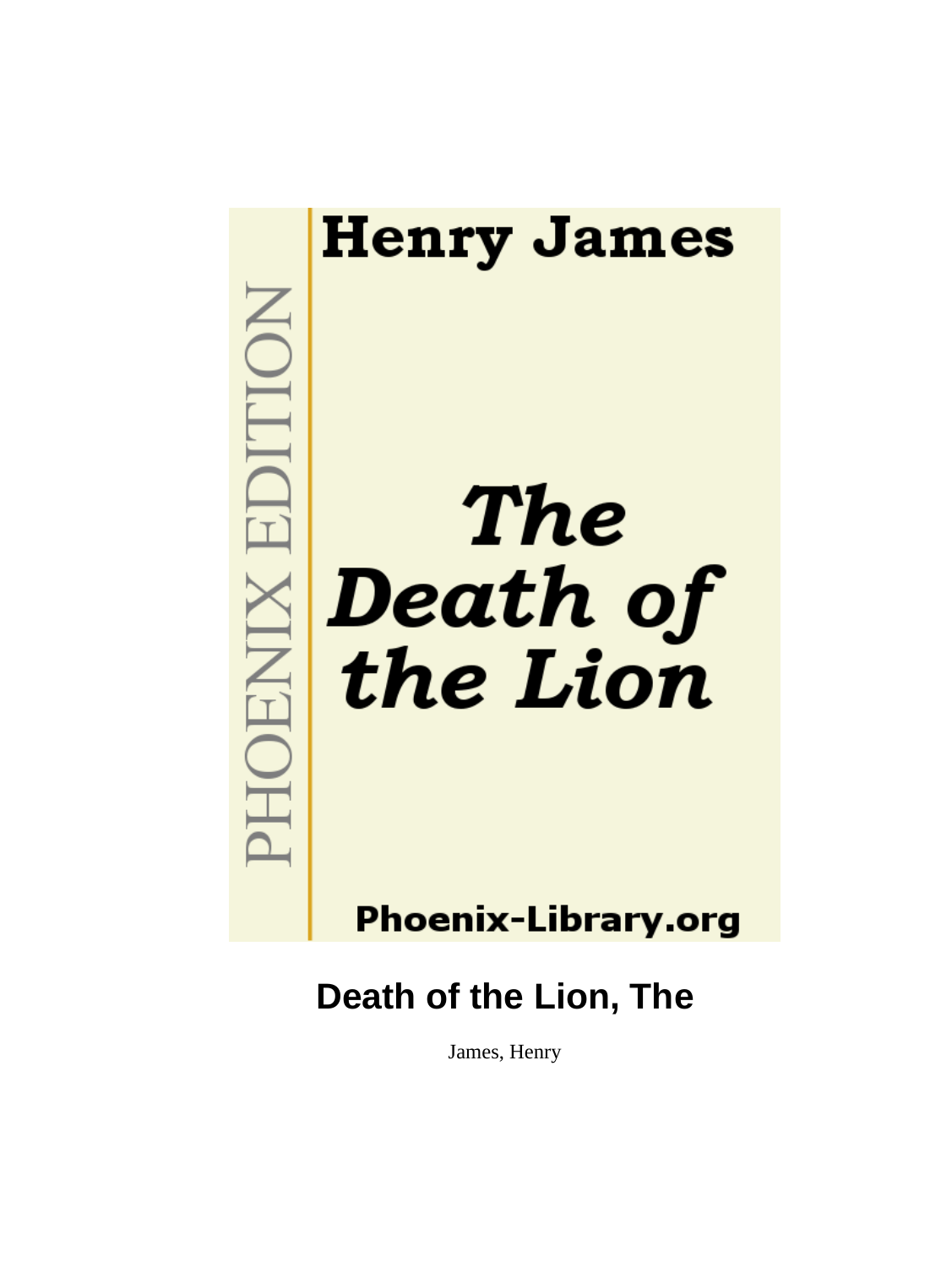Henry James

PHOENIX EDITION

*The Death of the Lion*

Phoenix-Library.org

# Death of the Lion, The

James, Henry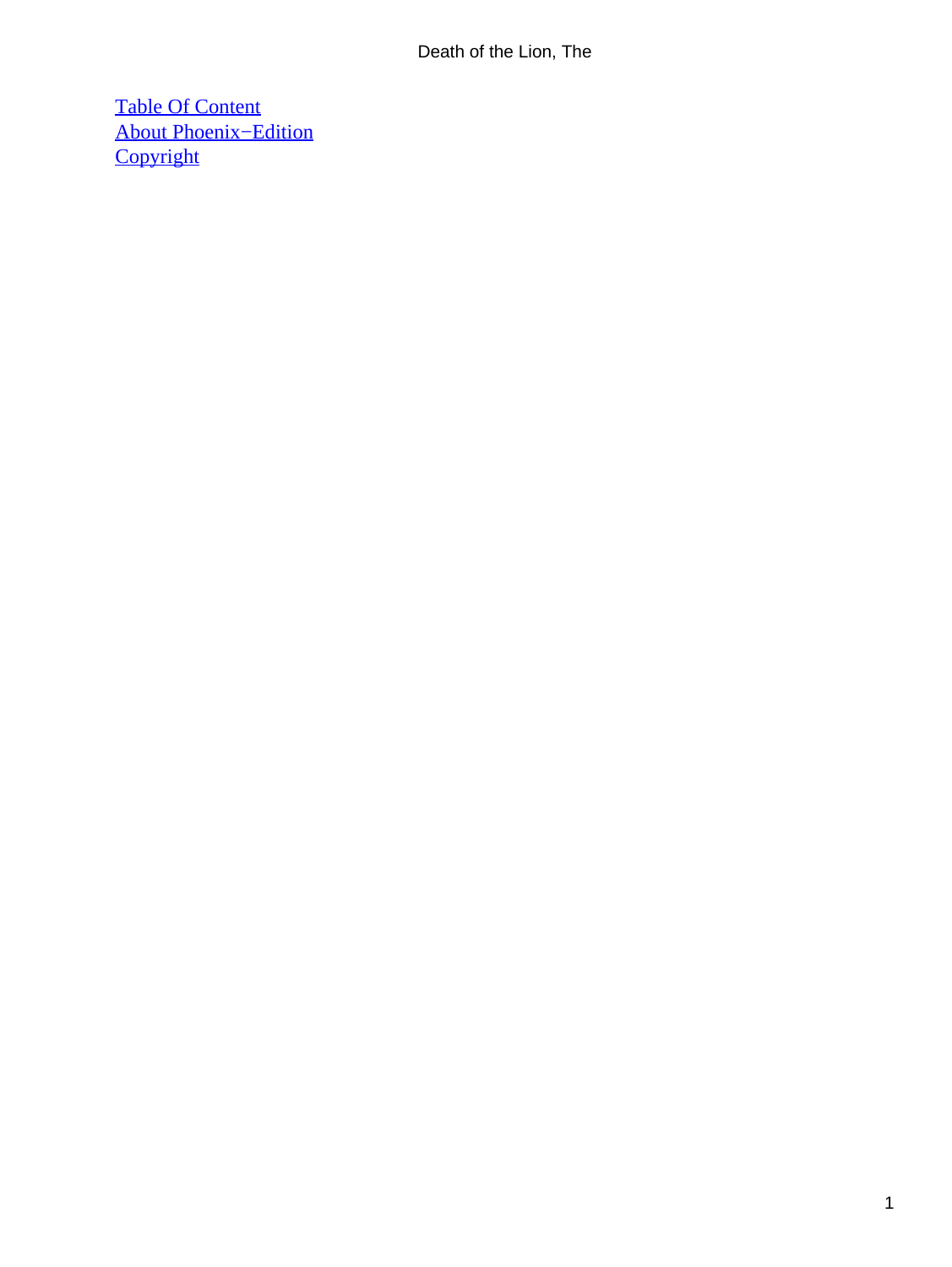[Table Of Content](#)
[About Phoenix−Edition](#)
[Copyright](#)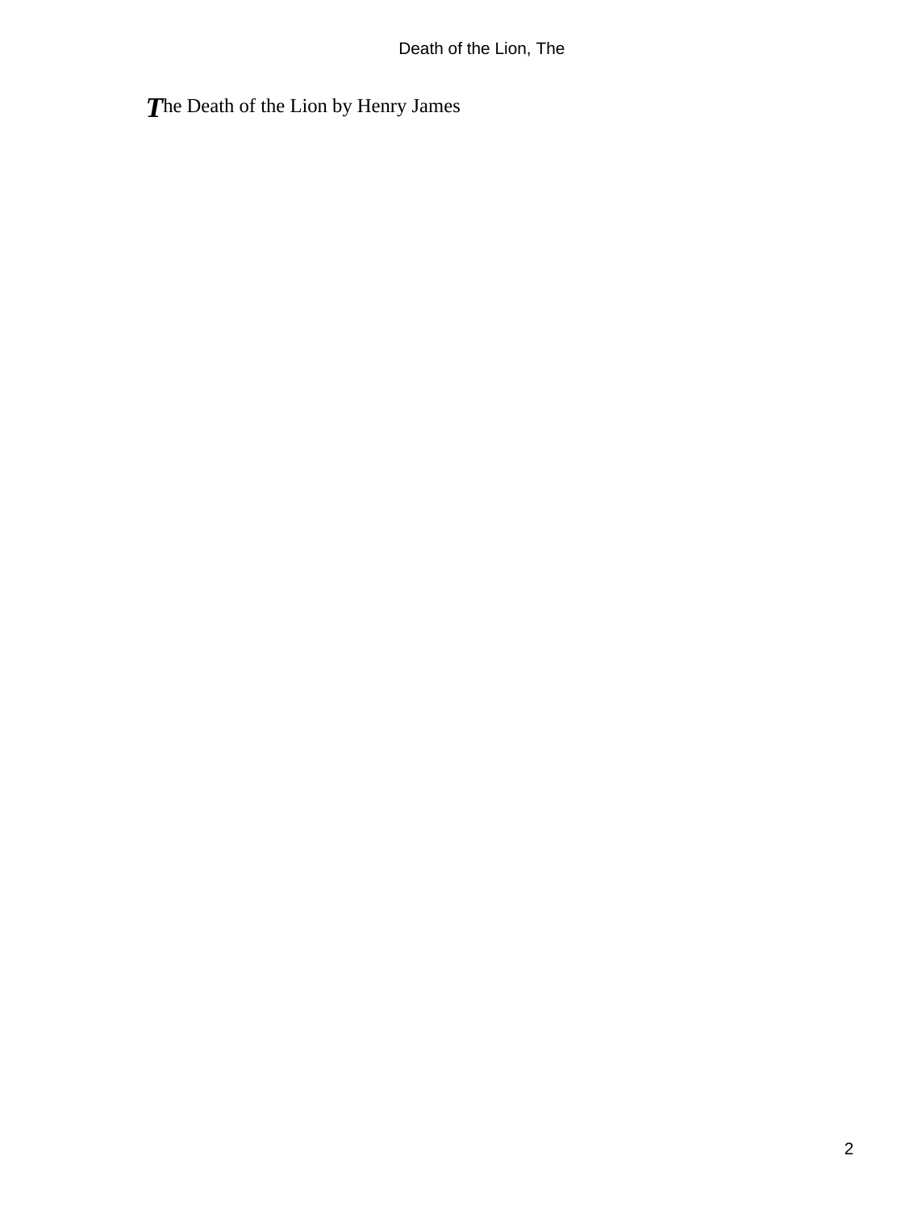The Death of the Lion by Henry James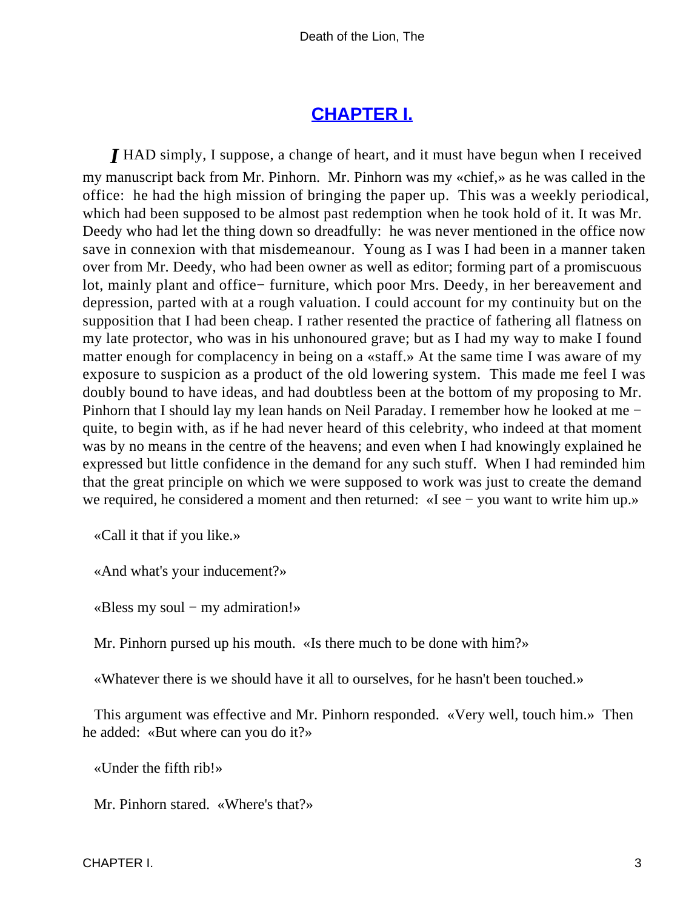## CHAPTER I.

*I* HAD simply, I suppose, a change of heart, and it must have begun when I received my manuscript back from Mr. Pinhorn. Mr. Pinhorn was my «chief,» as he was called in the office: he had the high mission of bringing the paper up. This was a weekly periodical, which had been supposed to be almost past redemption when he took hold of it. It was Mr. Deedy who had let the thing down so dreadfully: he was never mentioned in the office now save in connexion with that misdemeanour. Young as I was I had been in a manner taken over from Mr. Deedy, who had been owner as well as editor; forming part of a promiscuous lot, mainly plant and office− furniture, which poor Mrs. Deedy, in her bereavement and depression, parted with at a rough valuation. I could account for my continuity but on the supposition that I had been cheap. I rather resented the practice of fathering all flatness on my late protector, who was in his unhonoured grave; but as I had my way to make I found matter enough for complacency in being on a «staff.» At the same time I was aware of my exposure to suspicion as a product of the old lowering system. This made me feel I was doubly bound to have ideas, and had doubtless been at the bottom of my proposing to Mr. Pinhorn that I should lay my lean hands on Neil Paraday. I remember how he looked at me − quite, to begin with, as if he had never heard of this celebrity, who indeed at that moment was by no means in the centre of the heavens; and even when I had knowingly explained he expressed but little confidence in the demand for any such stuff. When I had reminded him that the great principle on which we were supposed to work was just to create the demand we required, he considered a moment and then returned: «I see − you want to write him up.»

«Call it that if you like.»

«And what's your inducement?»

«Bless my soul − my admiration!»

Mr. Pinhorn pursed up his mouth. «Is there much to be done with him?»

«Whatever there is we should have it all to ourselves, for he hasn't been touched.»

This argument was effective and Mr. Pinhorn responded. «Very well, touch him.» Then he added: «But where can you do it?»

«Under the fifth rib!»

Mr. Pinhorn stared. «Where's that?»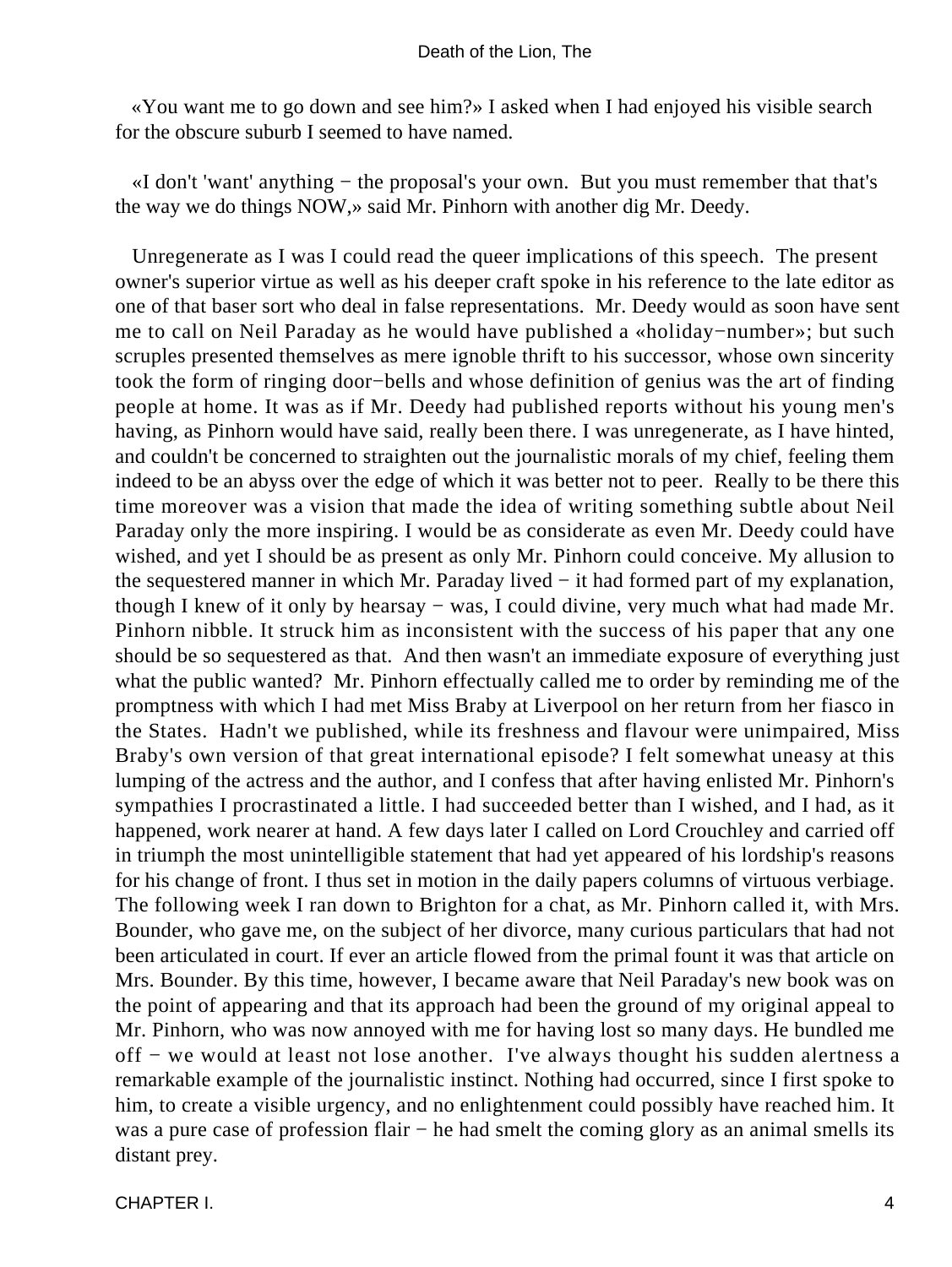«You want me to go down and see him?» I asked when I had enjoyed his visible search for the obscure suburb I seemed to have named.

«I don't 'want' anything − the proposal's your own. But you must remember that that's the way we do things NOW,» said Mr. Pinhorn with another dig Mr. Deedy.

Unregenerate as I was I could read the queer implications of this speech. The present owner's superior virtue as well as his deeper craft spoke in his reference to the late editor as one of that baser sort who deal in false representations. Mr. Deedy would as soon have sent me to call on Neil Paraday as he would have published a «holiday−number»; but such scruples presented themselves as mere ignoble thrift to his successor, whose own sincerity took the form of ringing door−bells and whose definition of genius was the art of finding people at home. It was as if Mr. Deedy had published reports without his young men's having, as Pinhorn would have said, really been there. I was unregenerate, as I have hinted, and couldn't be concerned to straighten out the journalistic morals of my chief, feeling them indeed to be an abyss over the edge of which it was better not to peer. Really to be there this time moreover was a vision that made the idea of writing something subtle about Neil Paraday only the more inspiring. I would be as considerate as even Mr. Deedy could have wished, and yet I should be as present as only Mr. Pinhorn could conceive. My allusion to the sequestered manner in which Mr. Paraday lived − it had formed part of my explanation, though I knew of it only by hearsay − was, I could divine, very much what had made Mr. Pinhorn nibble. It struck him as inconsistent with the success of his paper that any one should be so sequestered as that. And then wasn't an immediate exposure of everything just what the public wanted? Mr. Pinhorn effectually called me to order by reminding me of the promptness with which I had met Miss Braby at Liverpool on her return from her fiasco in the States. Hadn't we published, while its freshness and flavour were unimpaired, Miss Braby's own version of that great international episode? I felt somewhat uneasy at this lumping of the actress and the author, and I confess that after having enlisted Mr. Pinhorn's sympathies I procrastinated a little. I had succeeded better than I wished, and I had, as it happened, work nearer at hand. A few days later I called on Lord Crouchley and carried off in triumph the most unintelligible statement that had yet appeared of his lordship's reasons for his change of front. I thus set in motion in the daily papers columns of virtuous verbiage. The following week I ran down to Brighton for a chat, as Mr. Pinhorn called it, with Mrs. Bounder, who gave me, on the subject of her divorce, many curious particulars that had not been articulated in court. If ever an article flowed from the primal fount it was that article on Mrs. Bounder. By this time, however, I became aware that Neil Paraday's new book was on the point of appearing and that its approach had been the ground of my original appeal to Mr. Pinhorn, who was now annoyed with me for having lost so many days. He bundled me off − we would at least not lose another. I've always thought his sudden alertness a remarkable example of the journalistic instinct. Nothing had occurred, since I first spoke to him, to create a visible urgency, and no enlightenment could possibly have reached him. It was a pure case of profession flair − he had smelt the coming glory as an animal smells its distant prey.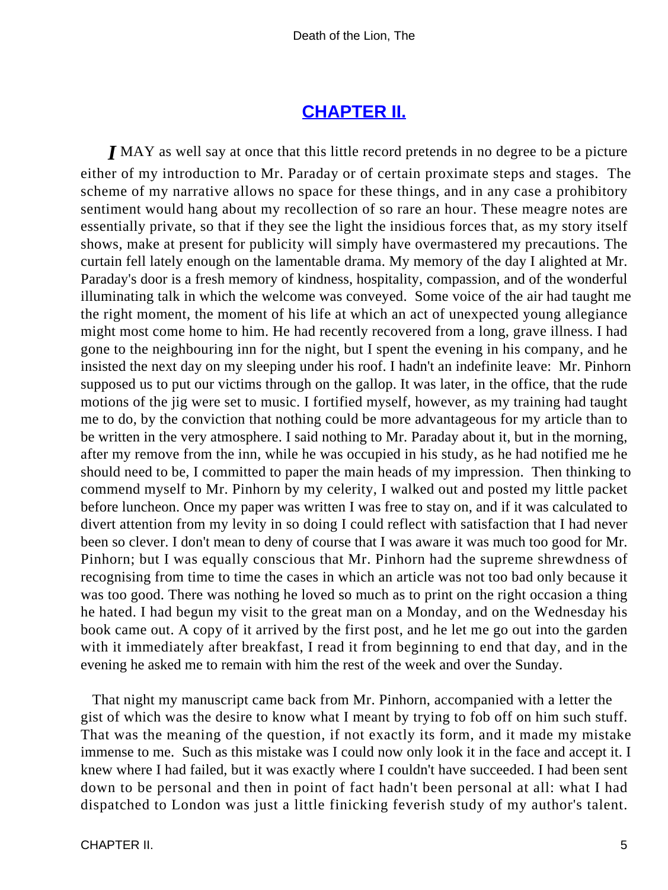## CHAPTER II.

I MAY as well say at once that this little record pretends in no degree to be a picture either of my introduction to Mr. Paraday or of certain proximate steps and stages. The scheme of my narrative allows no space for these things, and in any case a prohibitory sentiment would hang about my recollection of so rare an hour. These meagre notes are essentially private, so that if they see the light the insidious forces that, as my story itself shows, make at present for publicity will simply have overmastered my precautions. The curtain fell lately enough on the lamentable drama. My memory of the day I alighted at Mr. Paraday's door is a fresh memory of kindness, hospitality, compassion, and of the wonderful illuminating talk in which the welcome was conveyed. Some voice of the air had taught me the right moment, the moment of his life at which an act of unexpected young allegiance might most come home to him. He had recently recovered from a long, grave illness. I had gone to the neighbouring inn for the night, but I spent the evening in his company, and he insisted the next day on my sleeping under his roof. I hadn't an indefinite leave: Mr. Pinhorn supposed us to put our victims through on the gallop. It was later, in the office, that the rude motions of the jig were set to music. I fortified myself, however, as my training had taught me to do, by the conviction that nothing could be more advantageous for my article than to be written in the very atmosphere. I said nothing to Mr. Paraday about it, but in the morning, after my remove from the inn, while he was occupied in his study, as he had notified me he should need to be, I committed to paper the main heads of my impression. Then thinking to commend myself to Mr. Pinhorn by my celerity, I walked out and posted my little packet before luncheon. Once my paper was written I was free to stay on, and if it was calculated to divert attention from my levity in so doing I could reflect with satisfaction that I had never been so clever. I don't mean to deny of course that I was aware it was much too good for Mr. Pinhorn; but I was equally conscious that Mr. Pinhorn had the supreme shrewdness of recognising from time to time the cases in which an article was not too bad only because it was too good. There was nothing he loved so much as to print on the right occasion a thing he hated. I had begun my visit to the great man on a Monday, and on the Wednesday his book came out. A copy of it arrived by the first post, and he let me go out into the garden with it immediately after breakfast, I read it from beginning to end that day, and in the evening he asked me to remain with him the rest of the week and over the Sunday.

That night my manuscript came back from Mr. Pinhorn, accompanied with a letter the gist of which was the desire to know what I meant by trying to fob off on him such stuff. That was the meaning of the question, if not exactly its form, and it made my mistake immense to me. Such as this mistake was I could now only look it in the face and accept it. I knew where I had failed, but it was exactly where I couldn't have succeeded. I had been sent down to be personal and then in point of fact hadn't been personal at all: what I had dispatched to London was just a little finicking feverish study of my author's talent.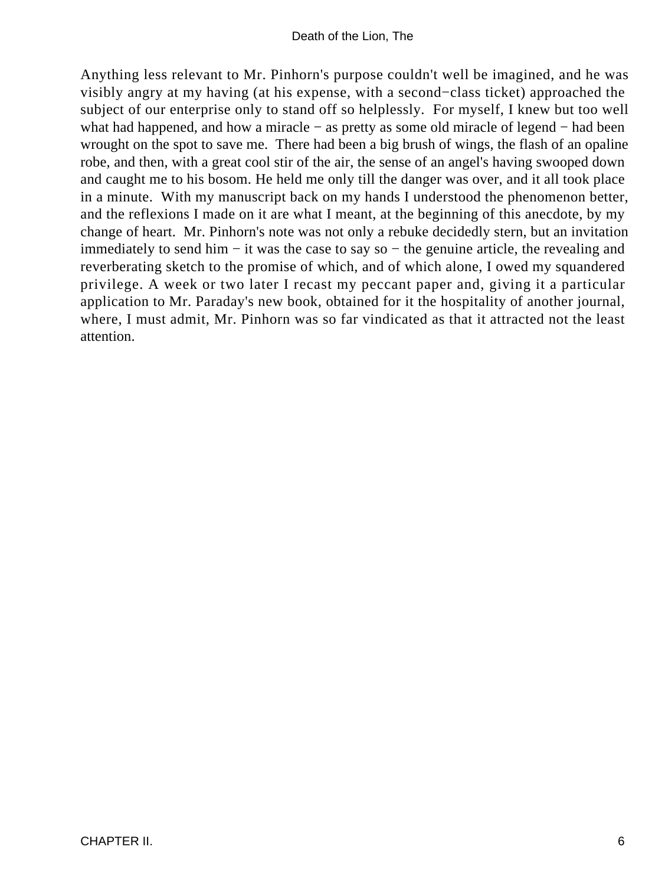Anything less relevant to Mr. Pinhorn's purpose couldn't well be imagined, and he was visibly angry at my having (at his expense, with a second−class ticket) approached the subject of our enterprise only to stand off so helplessly. For myself, I knew but too well what had happened, and how a miracle − as pretty as some old miracle of legend − had been wrought on the spot to save me. There had been a big brush of wings, the flash of an opaline robe, and then, with a great cool stir of the air, the sense of an angel's having swooped down and caught me to his bosom. He held me only till the danger was over, and it all took place in a minute. With my manuscript back on my hands I understood the phenomenon better, and the reflexions I made on it are what I meant, at the beginning of this anecdote, by my change of heart. Mr. Pinhorn's note was not only a rebuke decidedly stern, but an invitation immediately to send him − it was the case to say so − the genuine article, the revealing and reverberating sketch to the promise of which, and of which alone, I owed my squandered privilege. A week or two later I recast my peccant paper and, giving it a particular application to Mr. Paraday's new book, obtained for it the hospitality of another journal, where, I must admit, Mr. Pinhorn was so far vindicated as that it attracted not the least attention.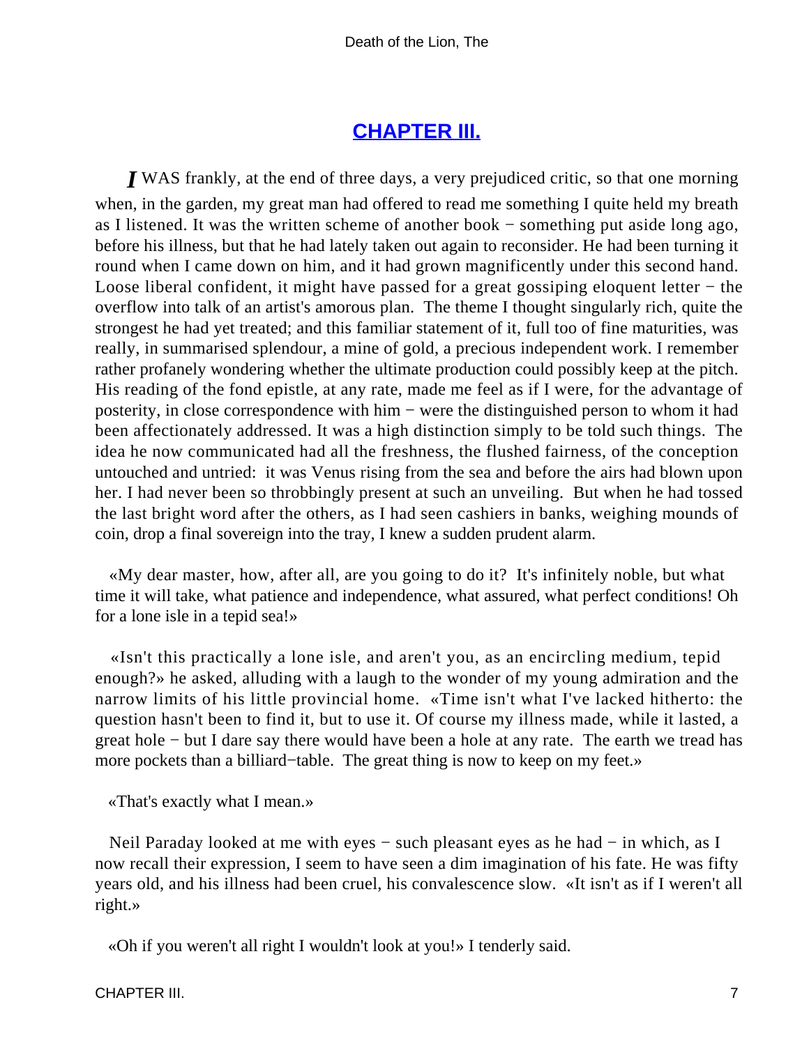## CHAPTER III.

*I* WAS frankly, at the end of three days, a very prejudiced critic, so that one morning when, in the garden, my great man had offered to read me something I quite held my breath as I listened. It was the written scheme of another book − something put aside long ago, before his illness, but that he had lately taken out again to reconsider. He had been turning it round when I came down on him, and it had grown magnificently under this second hand. Loose liberal confident, it might have passed for a great gossiping eloquent letter − the overflow into talk of an artist's amorous plan. The theme I thought singularly rich, quite the strongest he had yet treated; and this familiar statement of it, full too of fine maturities, was really, in summarised splendour, a mine of gold, a precious independent work. I remember rather profanely wondering whether the ultimate production could possibly keep at the pitch. His reading of the fond epistle, at any rate, made me feel as if I were, for the advantage of posterity, in close correspondence with him − were the distinguished person to whom it had been affectionately addressed. It was a high distinction simply to be told such things. The idea he now communicated had all the freshness, the flushed fairness, of the conception untouched and untried: it was Venus rising from the sea and before the airs had blown upon her. I had never been so throbbingly present at such an unveiling. But when he had tossed the last bright word after the others, as I had seen cashiers in banks, weighing mounds of coin, drop a final sovereign into the tray, I knew a sudden prudent alarm.

«My dear master, how, after all, are you going to do it? It's infinitely noble, but what time it will take, what patience and independence, what assured, what perfect conditions! Oh for a lone isle in a tepid sea!»

«Isn't this practically a lone isle, and aren't you, as an encircling medium, tepid enough?» he asked, alluding with a laugh to the wonder of my young admiration and the narrow limits of his little provincial home. «Time isn't what I've lacked hitherto: the question hasn't been to find it, but to use it. Of course my illness made, while it lasted, a great hole − but I dare say there would have been a hole at any rate. The earth we tread has more pockets than a billiard−table. The great thing is now to keep on my feet.»

«That's exactly what I mean.»

Neil Paraday looked at me with eyes − such pleasant eyes as he had − in which, as I now recall their expression, I seem to have seen a dim imagination of his fate. He was fifty years old, and his illness had been cruel, his convalescence slow. «It isn't as if I weren't all right.»

«Oh if you weren't all right I wouldn't look at you!» I tenderly said.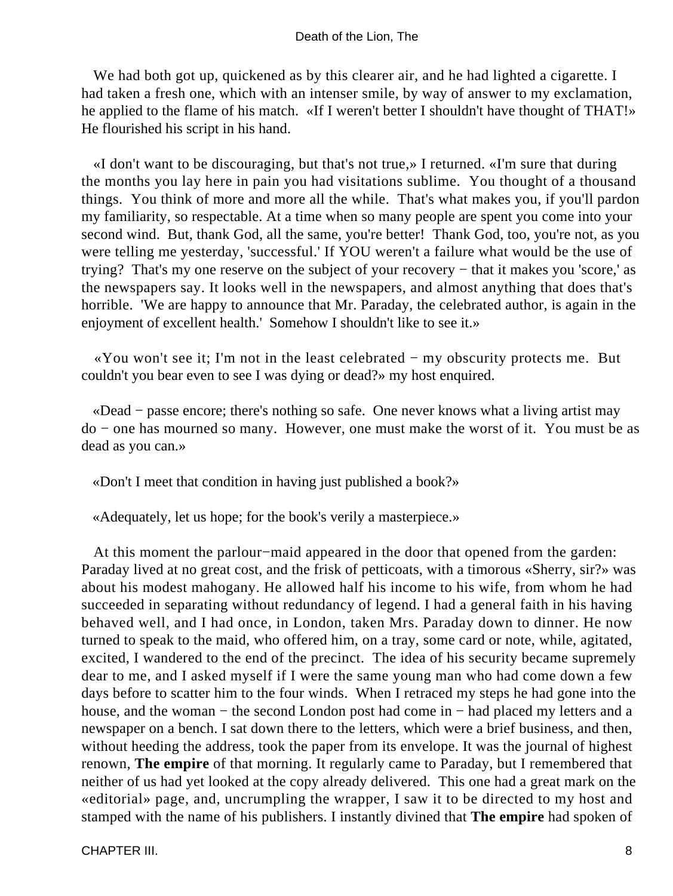We had both got up, quickened as by this clearer air, and he had lighted a cigarette. I had taken a fresh one, which with an intenser smile, by way of answer to my exclamation, he applied to the flame of his match. «If I weren't better I shouldn't have thought of THAT!» He flourished his script in his hand.

«I don't want to be discouraging, but that's not true,» I returned. «I'm sure that during the months you lay here in pain you had visitations sublime. You thought of a thousand things. You think of more and more all the while. That's what makes you, if you'll pardon my familiarity, so respectable. At a time when so many people are spent you come into your second wind. But, thank God, all the same, you're better! Thank God, too, you're not, as you were telling me yesterday, 'successful.' If YOU weren't a failure what would be the use of trying? That's my one reserve on the subject of your recovery − that it makes you 'score,' as the newspapers say. It looks well in the newspapers, and almost anything that does that's horrible. 'We are happy to announce that Mr. Paraday, the celebrated author, is again in the enjoyment of excellent health.' Somehow I shouldn't like to see it.»

«You won't see it; I'm not in the least celebrated − my obscurity protects me. But couldn't you bear even to see I was dying or dead?» my host enquired.

«Dead − passe encore; there's nothing so safe. One never knows what a living artist may do − one has mourned so many. However, one must make the worst of it. You must be as dead as you can.»

«Don't I meet that condition in having just published a book?»

«Adequately, let us hope; for the book's verily a masterpiece.»

At this moment the parlour−maid appeared in the door that opened from the garden: Paraday lived at no great cost, and the frisk of petticoats, with a timorous «Sherry, sir?» was about his modest mahogany. He allowed half his income to his wife, from whom he had succeeded in separating without redundancy of legend. I had a general faith in his having behaved well, and I had once, in London, taken Mrs. Paraday down to dinner. He now turned to speak to the maid, who offered him, on a tray, some card or note, while, agitated, excited, I wandered to the end of the precinct. The idea of his security became supremely dear to me, and I asked myself if I were the same young man who had come down a few days before to scatter him to the four winds. When I retraced my steps he had gone into the house, and the woman − the second London post had come in − had placed my letters and a newspaper on a bench. I sat down there to the letters, which were a brief business, and then, without heeding the address, took the paper from its envelope. It was the journal of highest renown, **The empire** of that morning. It regularly came to Paraday, but I remembered that neither of us had yet looked at the copy already delivered. This one had a great mark on the «editorial» page, and, uncrumpling the wrapper, I saw it to be directed to my host and stamped with the name of his publishers. I instantly divined that **The empire** had spoken of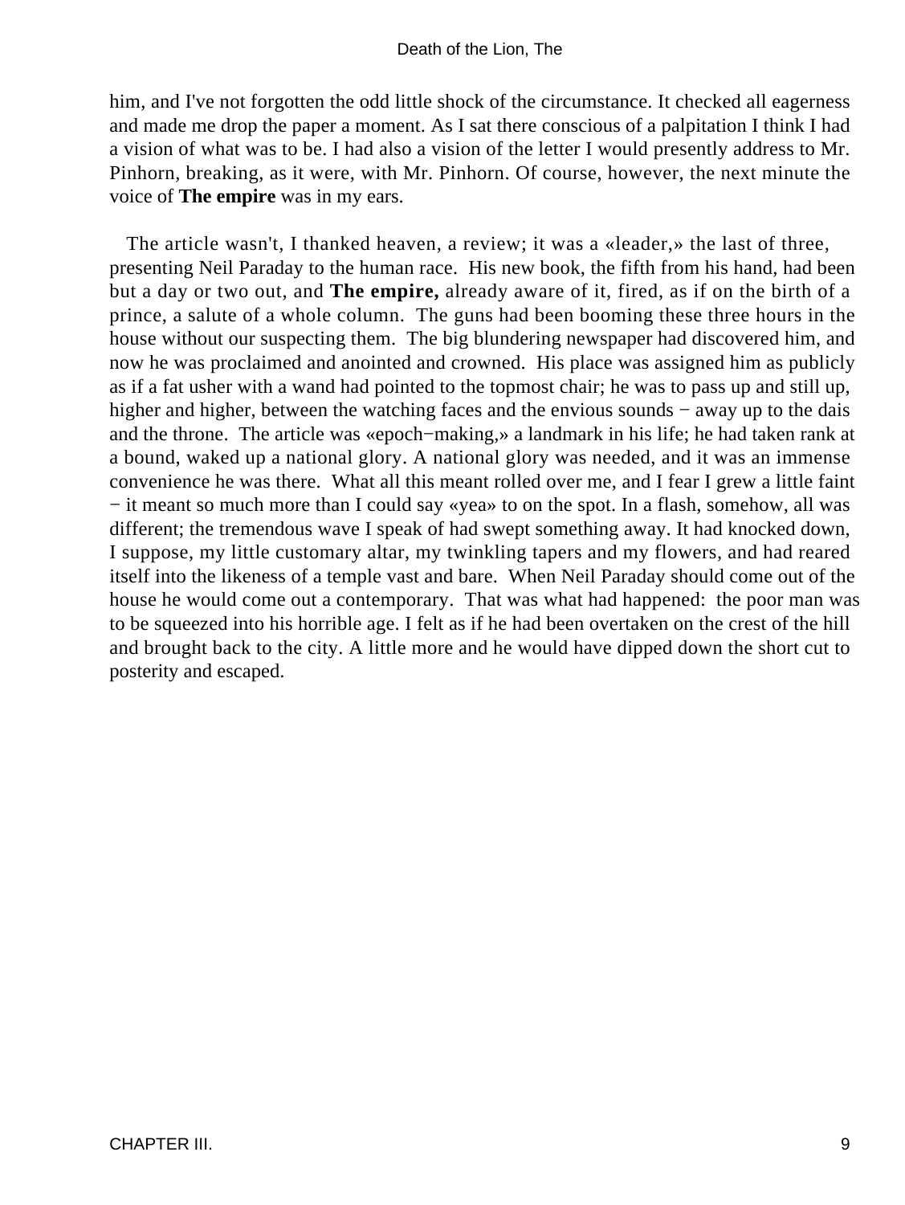him, and I've not forgotten the odd little shock of the circumstance. It checked all eagerness and made me drop the paper a moment. As I sat there conscious of a palpitation I think I had a vision of what was to be. I had also a vision of the letter I would presently address to Mr. Pinhorn, breaking, as it were, with Mr. Pinhorn. Of course, however, the next minute the voice of **The empire** was in my ears.

The article wasn't, I thanked heaven, a review; it was a «leader,» the last of three, presenting Neil Paraday to the human race. His new book, the fifth from his hand, had been but a day or two out, and **The empire,** already aware of it, fired, as if on the birth of a prince, a salute of a whole column. The guns had been booming these three hours in the house without our suspecting them. The big blundering newspaper had discovered him, and now he was proclaimed and anointed and crowned. His place was assigned him as publicly as if a fat usher with a wand had pointed to the topmost chair; he was to pass up and still up, higher and higher, between the watching faces and the envious sounds − away up to the dais and the throne. The article was «epoch−making,» a landmark in his life; he had taken rank at a bound, waked up a national glory. A national glory was needed, and it was an immense convenience he was there. What all this meant rolled over me, and I fear I grew a little faint − it meant so much more than I could say «yea» to on the spot. In a flash, somehow, all was different; the tremendous wave I speak of had swept something away. It had knocked down, I suppose, my little customary altar, my twinkling tapers and my flowers, and had reared itself into the likeness of a temple vast and bare. When Neil Paraday should come out of the house he would come out a contemporary. That was what had happened: the poor man was to be squeezed into his horrible age. I felt as if he had been overtaken on the crest of the hill and brought back to the city. A little more and he would have dipped down the short cut to posterity and escaped.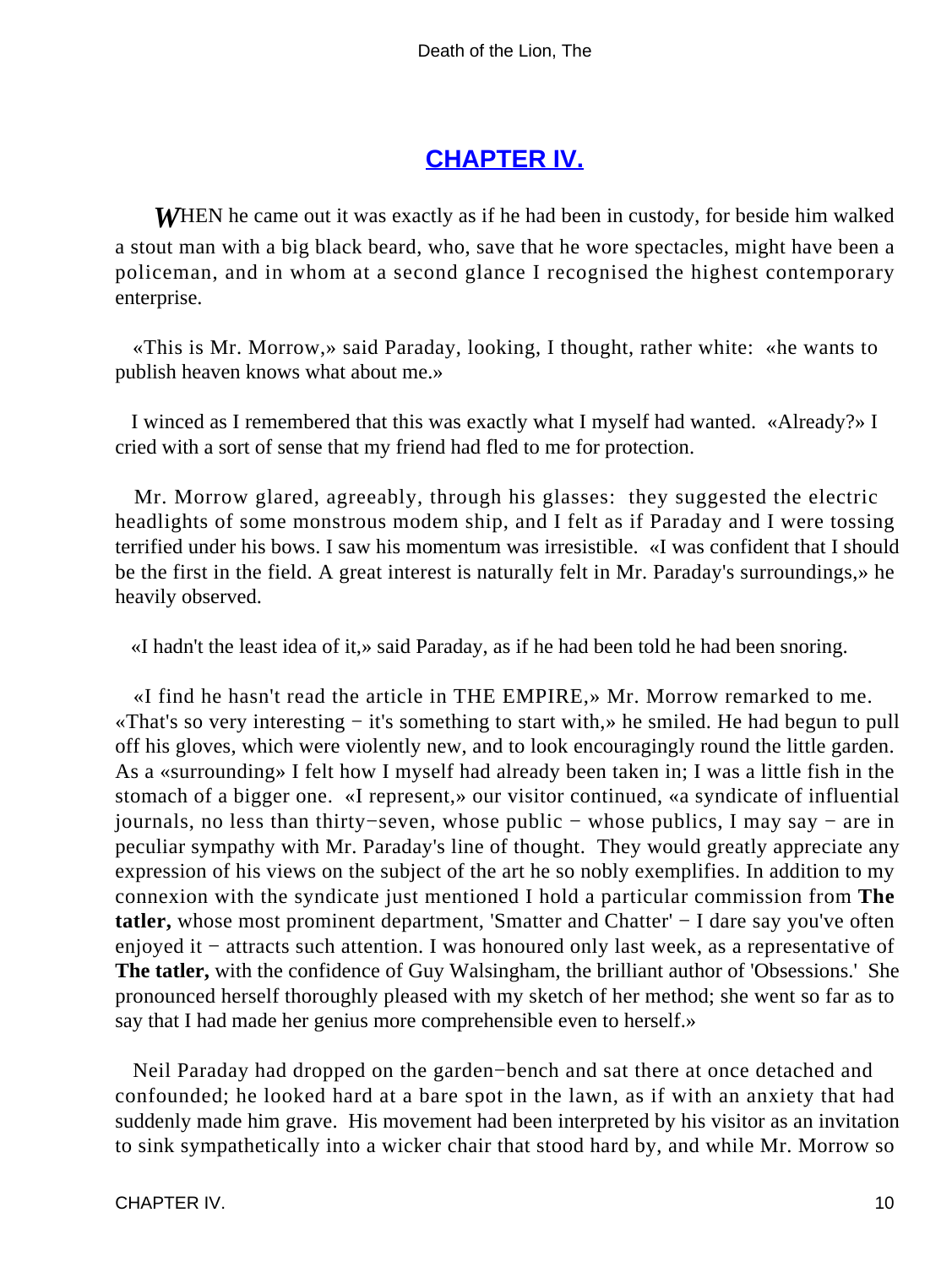## CHAPTER IV.

*W*HEN he came out it was exactly as if he had been in custody, for beside him walked a stout man with a big black beard, who, save that he wore spectacles, might have been a policeman, and in whom at a second glance I recognised the highest contemporary enterprise.

«This is Mr. Morrow,» said Paraday, looking, I thought, rather white: «he wants to publish heaven knows what about me.»

I winced as I remembered that this was exactly what I myself had wanted. «Already?» I cried with a sort of sense that my friend had fled to me for protection.

Mr. Morrow glared, agreeably, through his glasses: they suggested the electric headlights of some monstrous modem ship, and I felt as if Paraday and I were tossing terrified under his bows. I saw his momentum was irresistible. «I was confident that I should be the first in the field. A great interest is naturally felt in Mr. Paraday's surroundings,» he heavily observed.

«I hadn't the least idea of it,» said Paraday, as if he had been told he had been snoring.

«I find he hasn't read the article in THE EMPIRE,» Mr. Morrow remarked to me. «That's so very interesting − it's something to start with,» he smiled. He had begun to pull off his gloves, which were violently new, and to look encouragingly round the little garden. As a «surrounding» I felt how I myself had already been taken in; I was a little fish in the stomach of a bigger one. «I represent,» our visitor continued, «a syndicate of influential journals, no less than thirty−seven, whose public − whose publics, I may say − are in peculiar sympathy with Mr. Paraday's line of thought. They would greatly appreciate any expression of his views on the subject of the art he so nobly exemplifies. In addition to my connexion with the syndicate just mentioned I hold a particular commission from **The tatler,** whose most prominent department, 'Smatter and Chatter' − I dare say you've often enjoyed it − attracts such attention. I was honoured only last week, as a representative of **The tatler,** with the confidence of Guy Walsingham, the brilliant author of 'Obsessions.' She pronounced herself thoroughly pleased with my sketch of her method; she went so far as to say that I had made her genius more comprehensible even to herself.»

Neil Paraday had dropped on the garden−bench and sat there at once detached and confounded; he looked hard at a bare spot in the lawn, as if with an anxiety that had suddenly made him grave. His movement had been interpreted by his visitor as an invitation to sink sympathetically into a wicker chair that stood hard by, and while Mr. Morrow so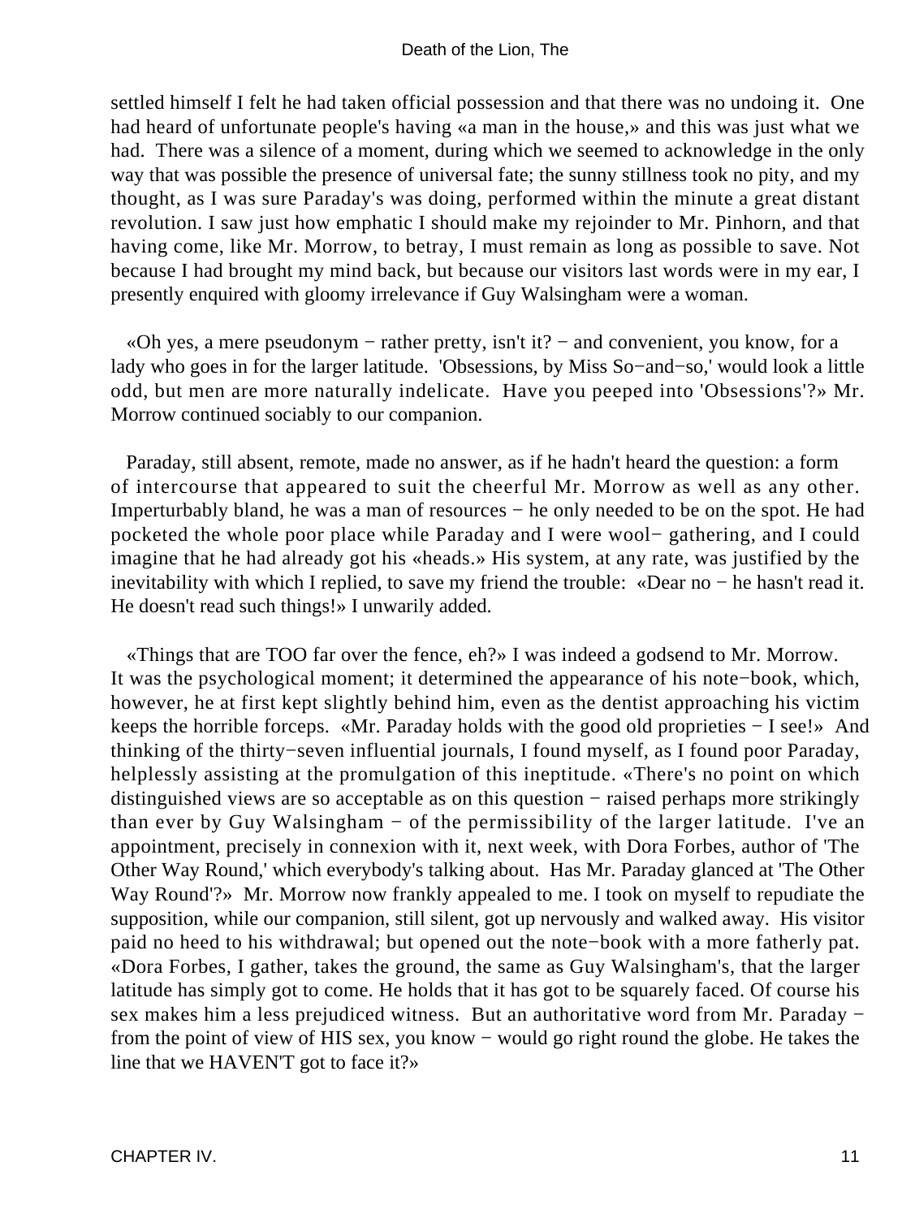settled himself I felt he had taken official possession and that there was no undoing it. One had heard of unfortunate people's having «a man in the house,» and this was just what we had. There was a silence of a moment, during which we seemed to acknowledge in the only way that was possible the presence of universal fate; the sunny stillness took no pity, and my thought, as I was sure Paraday's was doing, performed within the minute a great distant revolution. I saw just how emphatic I should make my rejoinder to Mr. Pinhorn, and that having come, like Mr. Morrow, to betray, I must remain as long as possible to save. Not because I had brought my mind back, but because our visitors last words were in my ear, I presently enquired with gloomy irrelevance if Guy Walsingham were a woman.

«Oh yes, a mere pseudonym − rather pretty, isn't it? − and convenient, you know, for a lady who goes in for the larger latitude. 'Obsessions, by Miss So−and−so,' would look a little odd, but men are more naturally indelicate. Have you peeped into 'Obsessions'?» Mr. Morrow continued sociably to our companion.

Paraday, still absent, remote, made no answer, as if he hadn't heard the question: a form of intercourse that appeared to suit the cheerful Mr. Morrow as well as any other. Imperturbably bland, he was a man of resources − he only needed to be on the spot. He had pocketed the whole poor place while Paraday and I were wool− gathering, and I could imagine that he had already got his «heads.» His system, at any rate, was justified by the inevitability with which I replied, to save my friend the trouble: «Dear no − he hasn't read it. He doesn't read such things!» I unwarily added.

«Things that are TOO far over the fence, eh?» I was indeed a godsend to Mr. Morrow. It was the psychological moment; it determined the appearance of his note−book, which, however, he at first kept slightly behind him, even as the dentist approaching his victim keeps the horrible forceps. «Mr. Paraday holds with the good old proprieties − I see!» And thinking of the thirty−seven influential journals, I found myself, as I found poor Paraday, helplessly assisting at the promulgation of this ineptitude. «There's no point on which distinguished views are so acceptable as on this question − raised perhaps more strikingly than ever by Guy Walsingham − of the permissibility of the larger latitude. I've an appointment, precisely in connexion with it, next week, with Dora Forbes, author of 'The Other Way Round,' which everybody's talking about. Has Mr. Paraday glanced at 'The Other Way Round'?» Mr. Morrow now frankly appealed to me. I took on myself to repudiate the supposition, while our companion, still silent, got up nervously and walked away. His visitor paid no heed to his withdrawal; but opened out the note−book with a more fatherly pat. «Dora Forbes, I gather, takes the ground, the same as Guy Walsingham's, that the larger latitude has simply got to come. He holds that it has got to be squarely faced. Of course his sex makes him a less prejudiced witness. But an authoritative word from Mr. Paraday − from the point of view of HIS sex, you know − would go right round the globe. He takes the line that we HAVEN'T got to face it?»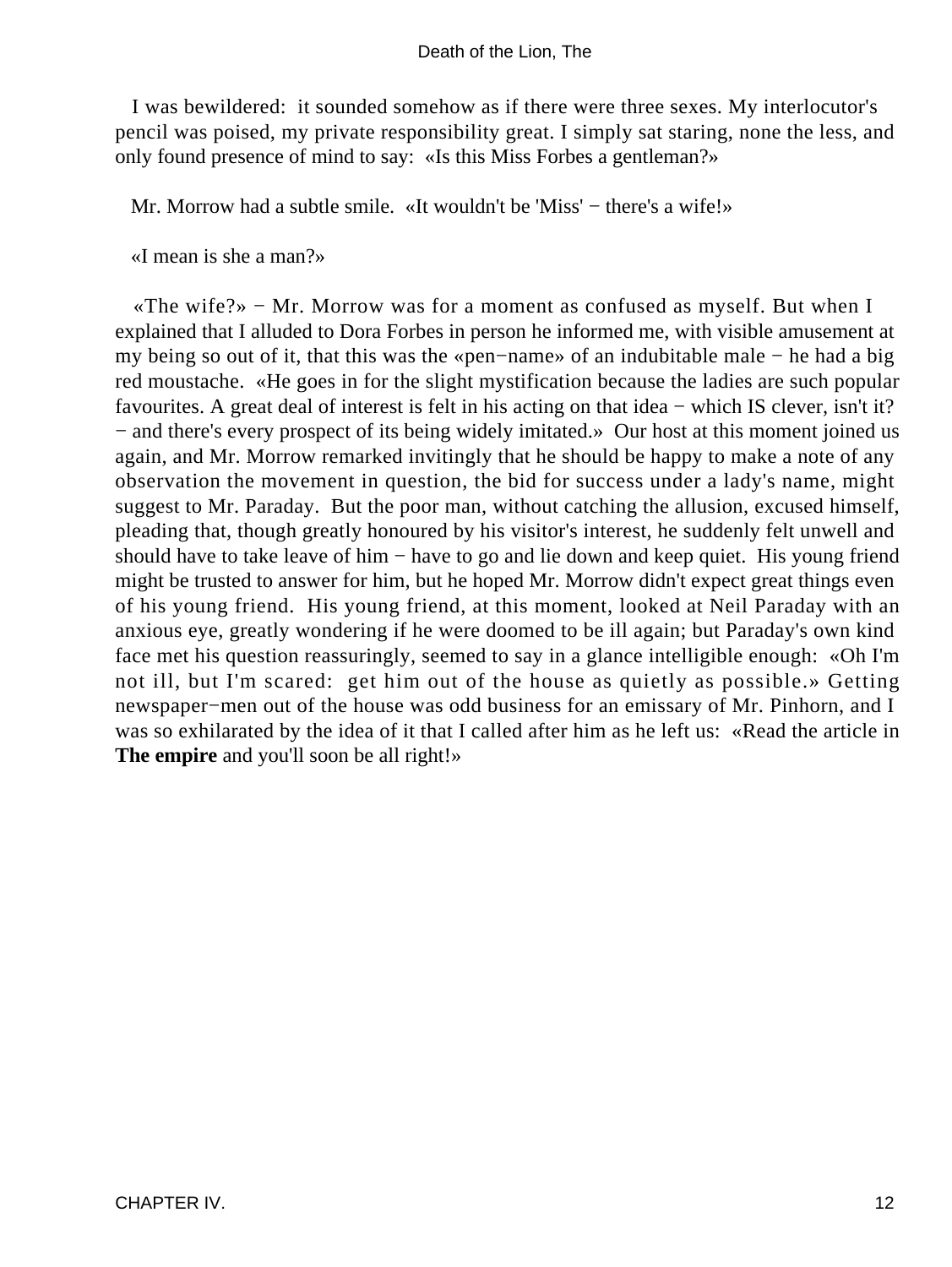I was bewildered: it sounded somehow as if there were three sexes. My interlocutor's pencil was poised, my private responsibility great. I simply sat staring, none the less, and only found presence of mind to say: «Is this Miss Forbes a gentleman?»

Mr. Morrow had a subtle smile. «It wouldn't be 'Miss' − there's a wife!»

«I mean is she a man?»

«The wife?» − Mr. Morrow was for a moment as confused as myself. But when I explained that I alluded to Dora Forbes in person he informed me, with visible amusement at my being so out of it, that this was the «pen−name» of an indubitable male − he had a big red moustache. «He goes in for the slight mystification because the ladies are such popular favourites. A great deal of interest is felt in his acting on that idea − which IS clever, isn't it? − and there's every prospect of its being widely imitated.» Our host at this moment joined us again, and Mr. Morrow remarked invitingly that he should be happy to make a note of any observation the movement in question, the bid for success under a lady's name, might suggest to Mr. Paraday. But the poor man, without catching the allusion, excused himself, pleading that, though greatly honoured by his visitor's interest, he suddenly felt unwell and should have to take leave of him − have to go and lie down and keep quiet. His young friend might be trusted to answer for him, but he hoped Mr. Morrow didn't expect great things even of his young friend. His young friend, at this moment, looked at Neil Paraday with an anxious eye, greatly wondering if he were doomed to be ill again; but Paraday's own kind face met his question reassuringly, seemed to say in a glance intelligible enough: «Oh I'm not ill, but I'm scared: get him out of the house as quietly as possible.» Getting newspaper−men out of the house was odd business for an emissary of Mr. Pinhorn, and I was so exhilarated by the idea of it that I called after him as he left us: «Read the article in **The empire** and you'll soon be all right!»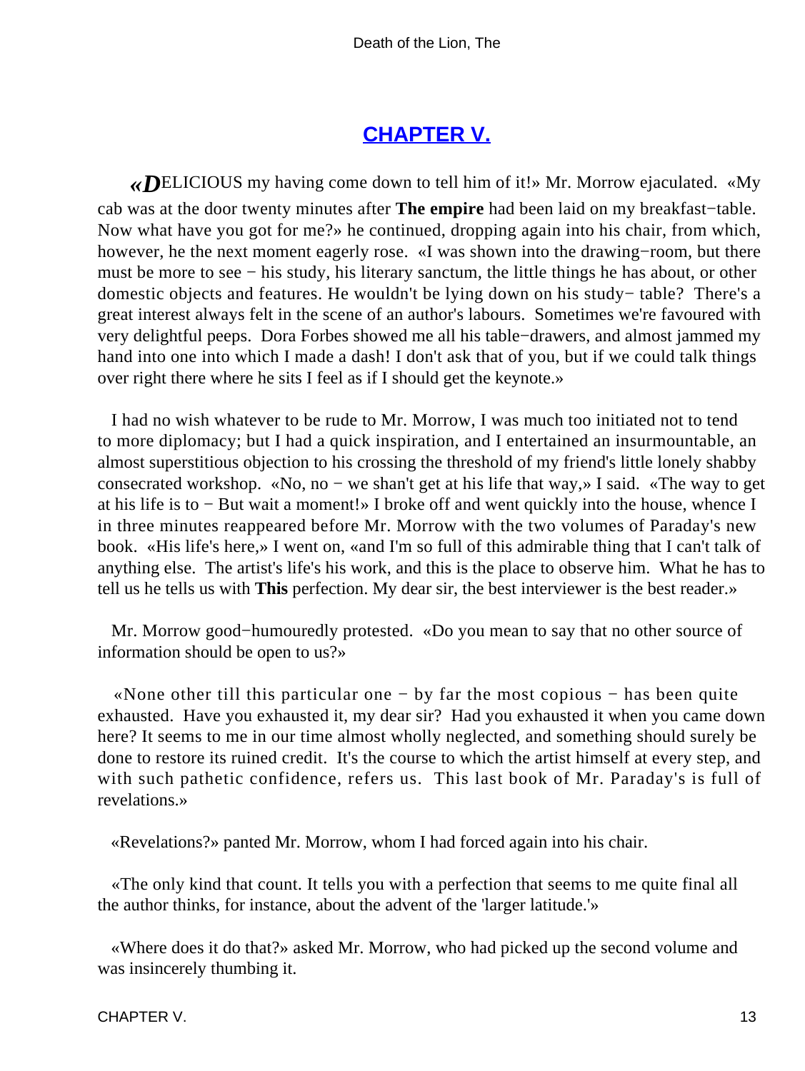## CHAPTER V.

«DELICIOUS my having come down to tell him of it!» Mr. Morrow ejaculated. «My cab was at the door twenty minutes after **The empire** had been laid on my breakfast−table. Now what have you got for me?» he continued, dropping again into his chair, from which, however, he the next moment eagerly rose. «I was shown into the drawing−room, but there must be more to see − his study, his literary sanctum, the little things he has about, or other domestic objects and features. He wouldn't be lying down on his study− table? There's a great interest always felt in the scene of an author's labours. Sometimes we're favoured with very delightful peeps. Dora Forbes showed me all his table−drawers, and almost jammed my hand into one into which I made a dash! I don't ask that of you, but if we could talk things over right there where he sits I feel as if I should get the keynote.»

I had no wish whatever to be rude to Mr. Morrow, I was much too initiated not to tend to more diplomacy; but I had a quick inspiration, and I entertained an insurmountable, an almost superstitious objection to his crossing the threshold of my friend's little lonely shabby consecrated workshop. «No, no − we shan't get at his life that way,» I said. «The way to get at his life is to − But wait a moment!» I broke off and went quickly into the house, whence I in three minutes reappeared before Mr. Morrow with the two volumes of Paraday's new book. «His life's here,» I went on, «and I'm so full of this admirable thing that I can't talk of anything else. The artist's life's his work, and this is the place to observe him. What he has to tell us he tells us with **This** perfection. My dear sir, the best interviewer is the best reader.»

Mr. Morrow good−humouredly protested. «Do you mean to say that no other source of information should be open to us?»

«None other till this particular one − by far the most copious − has been quite exhausted. Have you exhausted it, my dear sir? Had you exhausted it when you came down here? It seems to me in our time almost wholly neglected, and something should surely be done to restore its ruined credit. It's the course to which the artist himself at every step, and with such pathetic confidence, refers us. This last book of Mr. Paraday's is full of revelations.»

«Revelations?» panted Mr. Morrow, whom I had forced again into his chair.

«The only kind that count. It tells you with a perfection that seems to me quite final all the author thinks, for instance, about the advent of the 'larger latitude.'»

«Where does it do that?» asked Mr. Morrow, who had picked up the second volume and was insincerely thumbing it.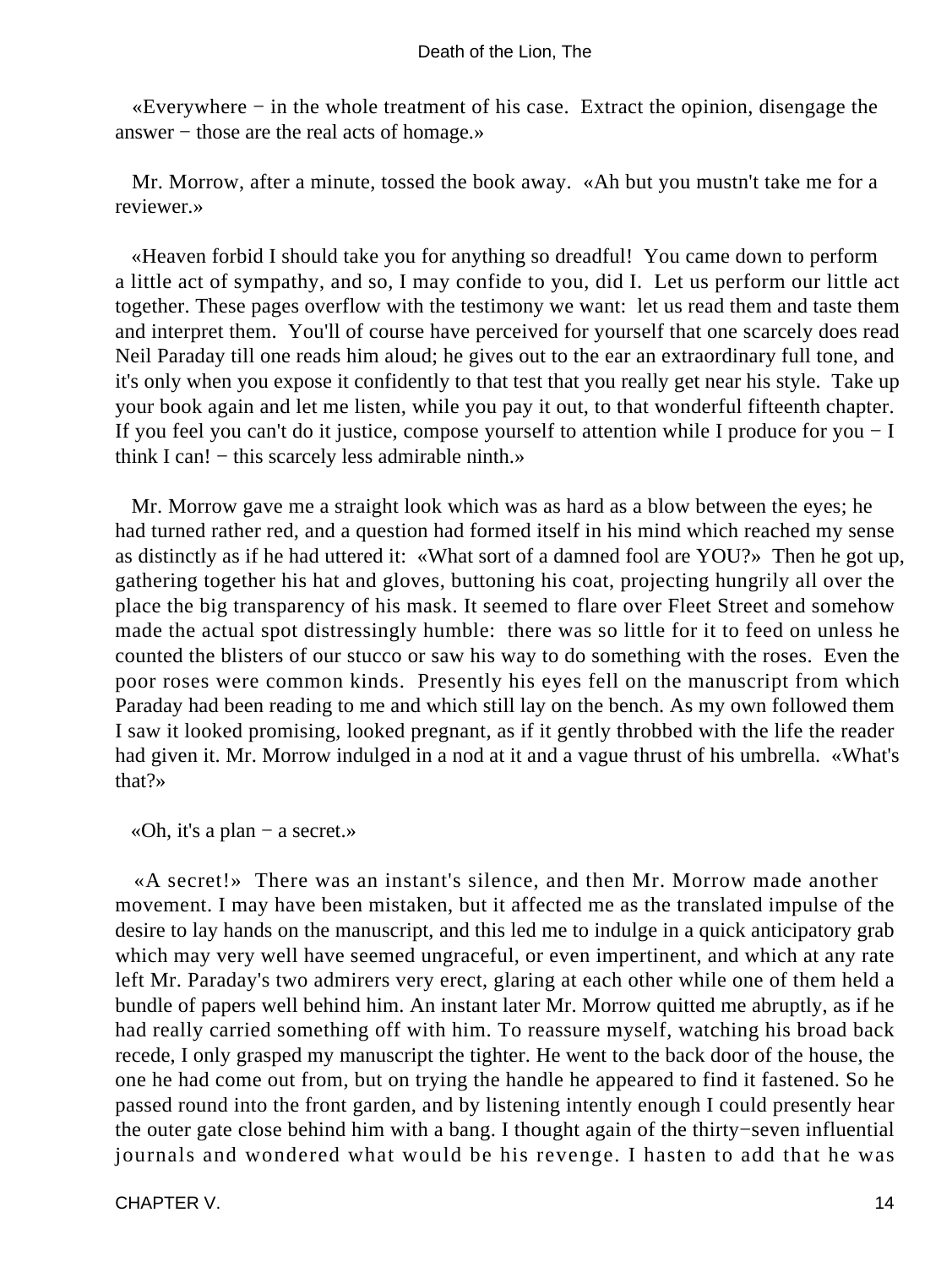«Everywhere − in the whole treatment of his case. Extract the opinion, disengage the answer − those are the real acts of homage.»

Mr. Morrow, after a minute, tossed the book away. «Ah but you mustn't take me for a reviewer.»

«Heaven forbid I should take you for anything so dreadful! You came down to perform a little act of sympathy, and so, I may confide to you, did I. Let us perform our little act together. These pages overflow with the testimony we want: let us read them and taste them and interpret them. You'll of course have perceived for yourself that one scarcely does read Neil Paraday till one reads him aloud; he gives out to the ear an extraordinary full tone, and it's only when you expose it confidently to that test that you really get near his style. Take up your book again and let me listen, while you pay it out, to that wonderful fifteenth chapter. If you feel you can't do it justice, compose yourself to attention while I produce for you − I think I can! − this scarcely less admirable ninth.»

Mr. Morrow gave me a straight look which was as hard as a blow between the eyes; he had turned rather red, and a question had formed itself in his mind which reached my sense as distinctly as if he had uttered it: «What sort of a damned fool are YOU?» Then he got up, gathering together his hat and gloves, buttoning his coat, projecting hungrily all over the place the big transparency of his mask. It seemed to flare over Fleet Street and somehow made the actual spot distressingly humble: there was so little for it to feed on unless he counted the blisters of our stucco or saw his way to do something with the roses. Even the poor roses were common kinds. Presently his eyes fell on the manuscript from which Paraday had been reading to me and which still lay on the bench. As my own followed them I saw it looked promising, looked pregnant, as if it gently throbbed with the life the reader had given it. Mr. Morrow indulged in a nod at it and a vague thrust of his umbrella. «What's that?»

«Oh, it's a plan − a secret.»

«A secret!» There was an instant's silence, and then Mr. Morrow made another movement. I may have been mistaken, but it affected me as the translated impulse of the desire to lay hands on the manuscript, and this led me to indulge in a quick anticipatory grab which may very well have seemed ungraceful, or even impertinent, and which at any rate left Mr. Paraday's two admirers very erect, glaring at each other while one of them held a bundle of papers well behind him. An instant later Mr. Morrow quitted me abruptly, as if he had really carried something off with him. To reassure myself, watching his broad back recede, I only grasped my manuscript the tighter. He went to the back door of the house, the one he had come out from, but on trying the handle he appeared to find it fastened. So he passed round into the front garden, and by listening intently enough I could presently hear the outer gate close behind him with a bang. I thought again of the thirty−seven influential journals and wondered what would be his revenge. I hasten to add that he was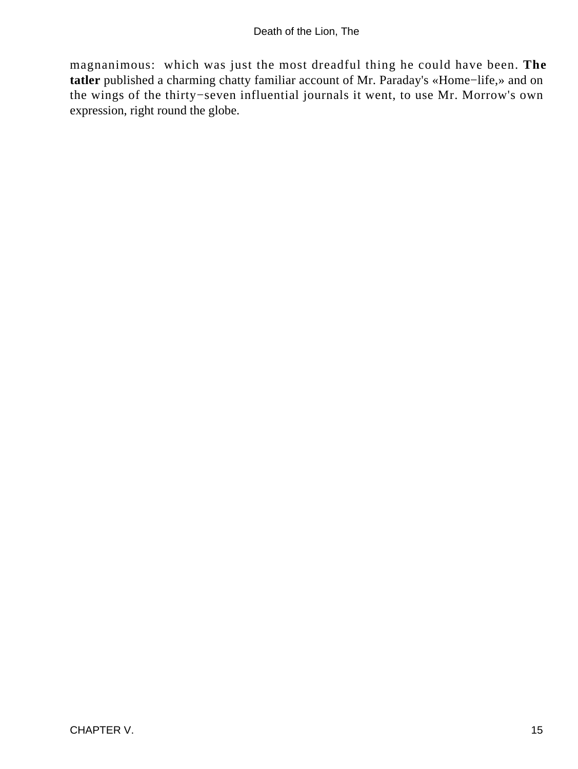magnanimous: which was just the most dreadful thing he could have been. **The tatler** published a charming chatty familiar account of Mr. Paraday's «Home−life,» and on the wings of the thirty−seven influential journals it went, to use Mr. Morrow's own expression, right round the globe.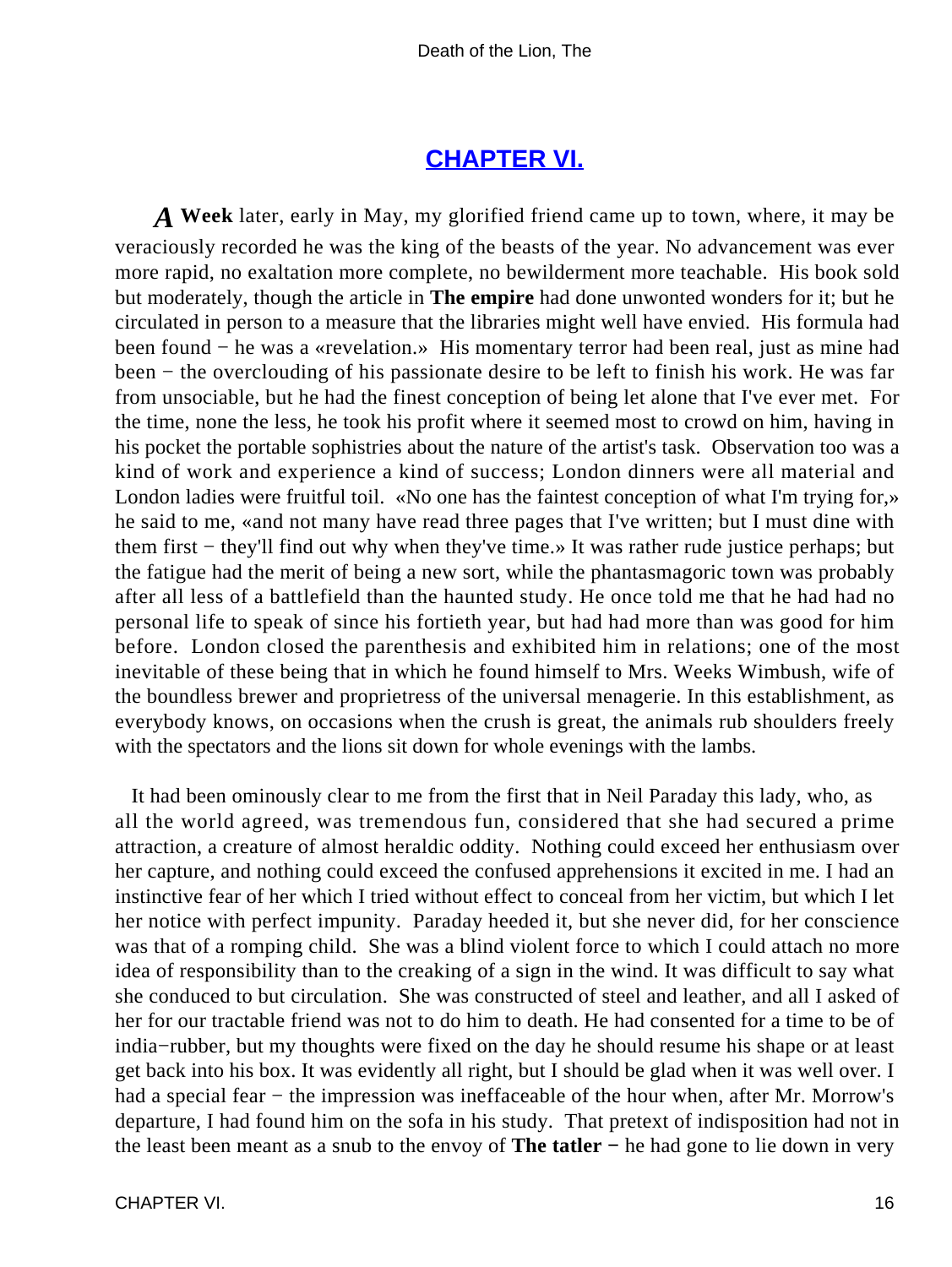## CHAPTER VI.

*A* **Week** later, early in May, my glorified friend came up to town, where, it may be veraciously recorded he was the king of the beasts of the year. No advancement was ever more rapid, no exaltation more complete, no bewilderment more teachable. His book sold but moderately, though the article in **The empire** had done unwonted wonders for it; but he circulated in person to a measure that the libraries might well have envied. His formula had been found − he was a «revelation.» His momentary terror had been real, just as mine had been − the overclouding of his passionate desire to be left to finish his work. He was far from unsociable, but he had the finest conception of being let alone that I've ever met. For the time, none the less, he took his profit where it seemed most to crowd on him, having in his pocket the portable sophistries about the nature of the artist's task. Observation too was a kind of work and experience a kind of success; London dinners were all material and London ladies were fruitful toil. «No one has the faintest conception of what I'm trying for,» he said to me, «and not many have read three pages that I've written; but I must dine with them first − they'll find out why when they've time.» It was rather rude justice perhaps; but the fatigue had the merit of being a new sort, while the phantasmagoric town was probably after all less of a battlefield than the haunted study. He once told me that he had had no personal life to speak of since his fortieth year, but had had more than was good for him before. London closed the parenthesis and exhibited him in relations; one of the most inevitable of these being that in which he found himself to Mrs. Weeks Wimbush, wife of the boundless brewer and proprietress of the universal menagerie. In this establishment, as everybody knows, on occasions when the crush is great, the animals rub shoulders freely with the spectators and the lions sit down for whole evenings with the lambs.

It had been ominously clear to me from the first that in Neil Paraday this lady, who, as all the world agreed, was tremendous fun, considered that she had secured a prime attraction, a creature of almost heraldic oddity. Nothing could exceed her enthusiasm over her capture, and nothing could exceed the confused apprehensions it excited in me. I had an instinctive fear of her which I tried without effect to conceal from her victim, but which I let her notice with perfect impunity. Paraday heeded it, but she never did, for her conscience was that of a romping child. She was a blind violent force to which I could attach no more idea of responsibility than to the creaking of a sign in the wind. It was difficult to say what she conduced to but circulation. She was constructed of steel and leather, and all I asked of her for our tractable friend was not to do him to death. He had consented for a time to be of india−rubber, but my thoughts were fixed on the day he should resume his shape or at least get back into his box. It was evidently all right, but I should be glad when it was well over. I had a special fear − the impression was ineffaceable of the hour when, after Mr. Morrow's departure, I had found him on the sofa in his study. That pretext of indisposition had not in the least been meant as a snub to the envoy of **The tatler** − he had gone to lie down in very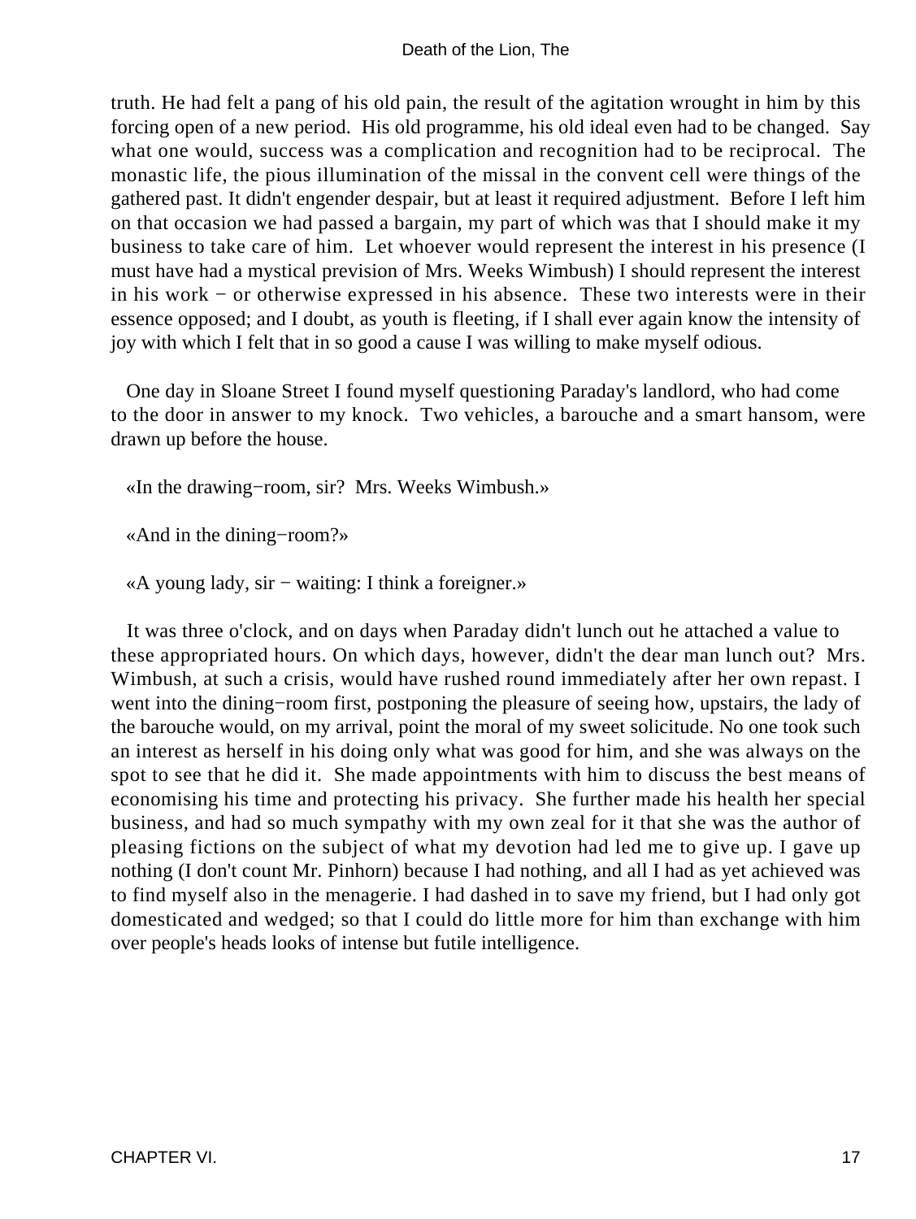truth. He had felt a pang of his old pain, the result of the agitation wrought in him by this forcing open of a new period. His old programme, his old ideal even had to be changed. Say what one would, success was a complication and recognition had to be reciprocal. The monastic life, the pious illumination of the missal in the convent cell were things of the gathered past. It didn't engender despair, but at least it required adjustment. Before I left him on that occasion we had passed a bargain, my part of which was that I should make it my business to take care of him. Let whoever would represent the interest in his presence (I must have had a mystical prevision of Mrs. Weeks Wimbush) I should represent the interest in his work − or otherwise expressed in his absence. These two interests were in their essence opposed; and I doubt, as youth is fleeting, if I shall ever again know the intensity of joy with which I felt that in so good a cause I was willing to make myself odious.

One day in Sloane Street I found myself questioning Paraday's landlord, who had come to the door in answer to my knock. Two vehicles, a barouche and a smart hansom, were drawn up before the house.

«In the drawing−room, sir? Mrs. Weeks Wimbush.»

«And in the dining−room?»

«A young lady, sir − waiting: I think a foreigner.»

It was three o'clock, and on days when Paraday didn't lunch out he attached a value to these appropriated hours. On which days, however, didn't the dear man lunch out? Mrs. Wimbush, at such a crisis, would have rushed round immediately after her own repast. I went into the dining−room first, postponing the pleasure of seeing how, upstairs, the lady of the barouche would, on my arrival, point the moral of my sweet solicitude. No one took such an interest as herself in his doing only what was good for him, and she was always on the spot to see that he did it. She made appointments with him to discuss the best means of economising his time and protecting his privacy. She further made his health her special business, and had so much sympathy with my own zeal for it that she was the author of pleasing fictions on the subject of what my devotion had led me to give up. I gave up nothing (I don't count Mr. Pinhorn) because I had nothing, and all I had as yet achieved was to find myself also in the menagerie. I had dashed in to save my friend, but I had only got domesticated and wedged; so that I could do little more for him than exchange with him over people's heads looks of intense but futile intelligence.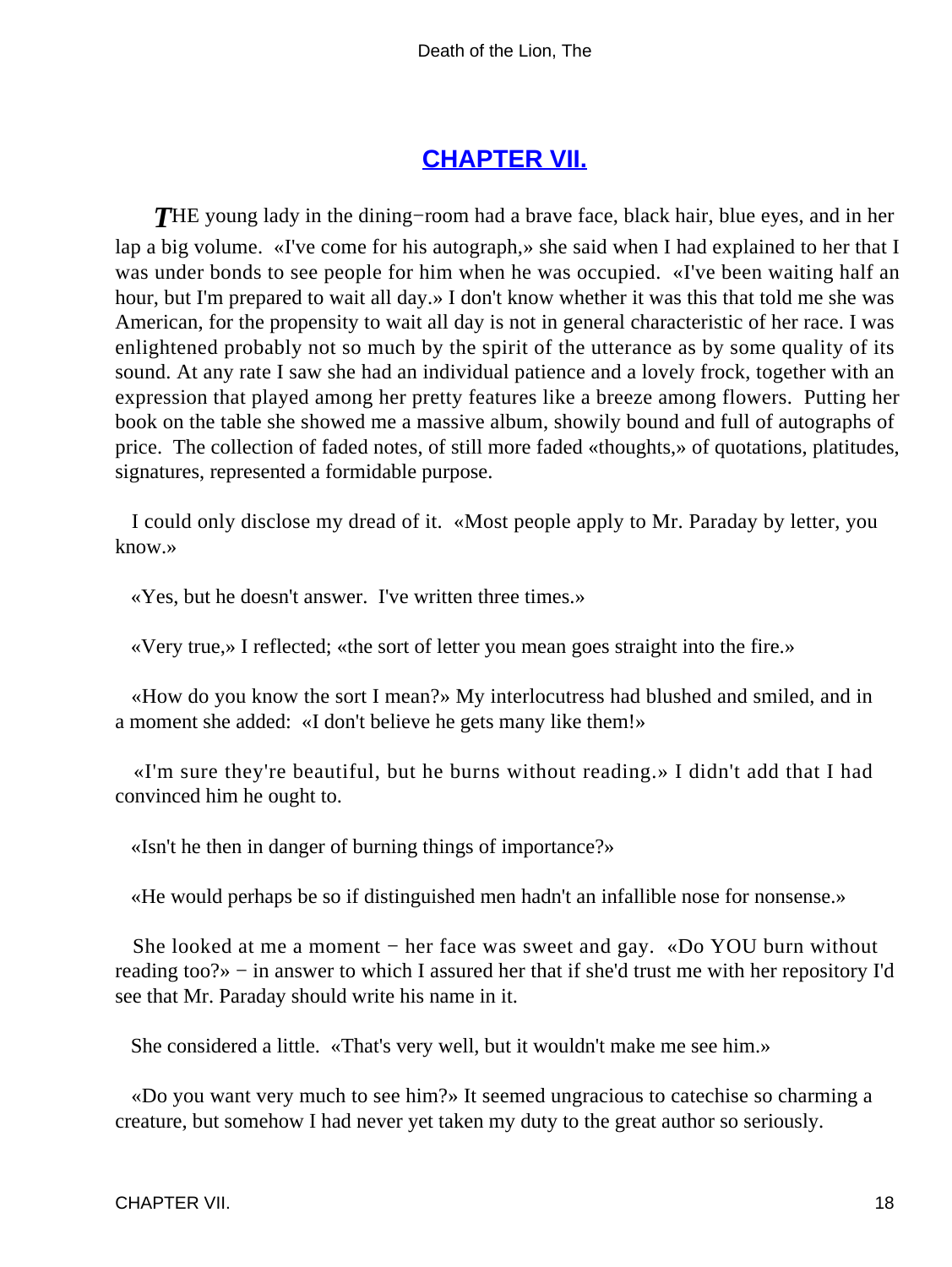## CHAPTER VII.

THE young lady in the dining−room had a brave face, black hair, blue eyes, and in her lap a big volume. «I've come for his autograph,» she said when I had explained to her that I was under bonds to see people for him when he was occupied. «I've been waiting half an hour, but I'm prepared to wait all day.» I don't know whether it was this that told me she was American, for the propensity to wait all day is not in general characteristic of her race. I was enlightened probably not so much by the spirit of the utterance as by some quality of its sound. At any rate I saw she had an individual patience and a lovely frock, together with an expression that played among her pretty features like a breeze among flowers. Putting her book on the table she showed me a massive album, showily bound and full of autographs of price. The collection of faded notes, of still more faded «thoughts,» of quotations, platitudes, signatures, represented a formidable purpose.

I could only disclose my dread of it. «Most people apply to Mr. Paraday by letter, you know.»

«Yes, but he doesn't answer. I've written three times.»

«Very true,» I reflected; «the sort of letter you mean goes straight into the fire.»

«How do you know the sort I mean?» My interlocutress had blushed and smiled, and in a moment she added: «I don't believe he gets many like them!»

«I'm sure they're beautiful, but he burns without reading.» I didn't add that I had convinced him he ought to.

«Isn't he then in danger of burning things of importance?»

«He would perhaps be so if distinguished men hadn't an infallible nose for nonsense.»

She looked at me a moment − her face was sweet and gay. «Do YOU burn without reading too?» − in answer to which I assured her that if she'd trust me with her repository I'd see that Mr. Paraday should write his name in it.

She considered a little. «That's very well, but it wouldn't make me see him.»

«Do you want very much to see him?» It seemed ungracious to catechise so charming a creature, but somehow I had never yet taken my duty to the great author so seriously.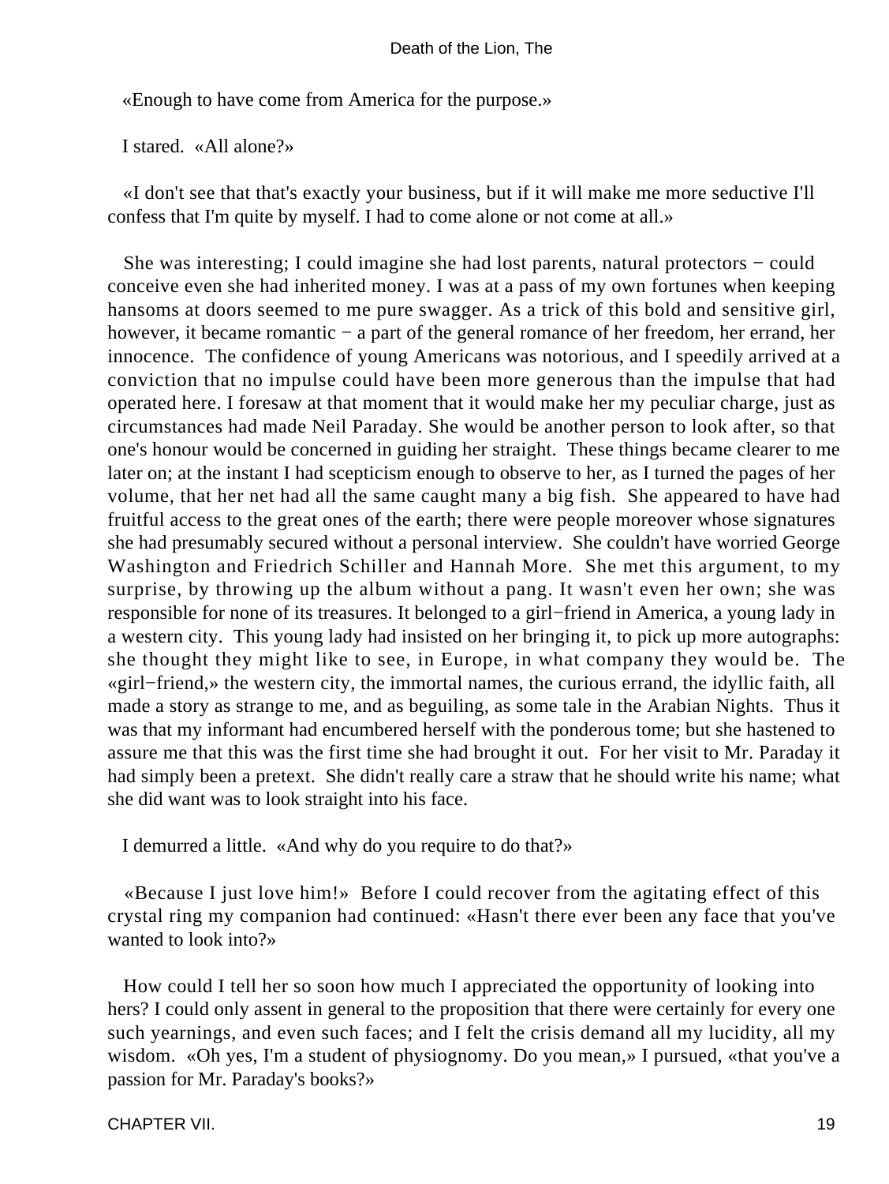«Enough to have come from America for the purpose.»

I stared. «All alone?»

«I don't see that that's exactly your business, but if it will make me more seductive I'll confess that I'm quite by myself. I had to come alone or not come at all.»

She was interesting; I could imagine she had lost parents, natural protectors − could conceive even she had inherited money. I was at a pass of my own fortunes when keeping hansoms at doors seemed to me pure swagger. As a trick of this bold and sensitive girl, however, it became romantic − a part of the general romance of her freedom, her errand, her innocence. The confidence of young Americans was notorious, and I speedily arrived at a conviction that no impulse could have been more generous than the impulse that had operated here. I foresaw at that moment that it would make her my peculiar charge, just as circumstances had made Neil Paraday. She would be another person to look after, so that one's honour would be concerned in guiding her straight. These things became clearer to me later on; at the instant I had scepticism enough to observe to her, as I turned the pages of her volume, that her net had all the same caught many a big fish. She appeared to have had fruitful access to the great ones of the earth; there were people moreover whose signatures she had presumably secured without a personal interview. She couldn't have worried George Washington and Friedrich Schiller and Hannah More. She met this argument, to my surprise, by throwing up the album without a pang. It wasn't even her own; she was responsible for none of its treasures. It belonged to a girl−friend in America, a young lady in a western city. This young lady had insisted on her bringing it, to pick up more autographs: she thought they might like to see, in Europe, in what company they would be. The «girl−friend,» the western city, the immortal names, the curious errand, the idyllic faith, all made a story as strange to me, and as beguiling, as some tale in the Arabian Nights. Thus it was that my informant had encumbered herself with the ponderous tome; but she hastened to assure me that this was the first time she had brought it out. For her visit to Mr. Paraday it had simply been a pretext. She didn't really care a straw that he should write his name; what she did want was to look straight into his face.

I demurred a little. «And why do you require to do that?»

«Because I just love him!» Before I could recover from the agitating effect of this crystal ring my companion had continued: «Hasn't there ever been any face that you've wanted to look into?»

How could I tell her so soon how much I appreciated the opportunity of looking into hers? I could only assent in general to the proposition that there were certainly for every one such yearnings, and even such faces; and I felt the crisis demand all my lucidity, all my wisdom. «Oh yes, I'm a student of physiognomy. Do you mean,» I pursued, «that you've a passion for Mr. Paraday's books?»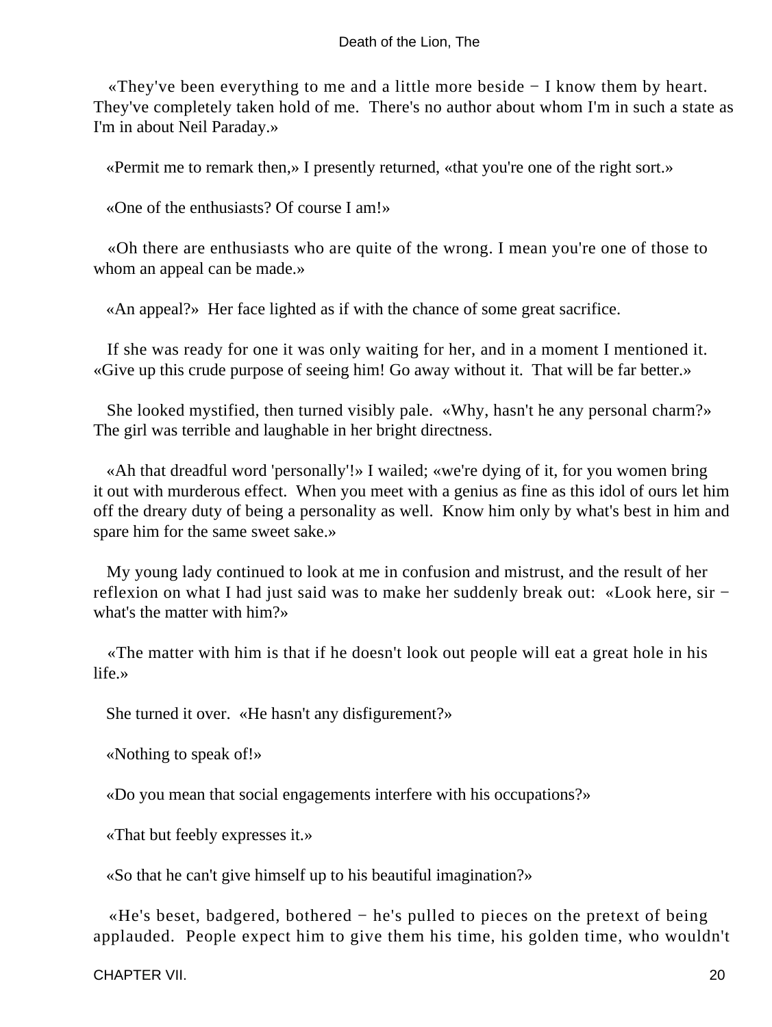«They've been everything to me and a little more beside − I know them by heart. They've completely taken hold of me. There's no author about whom I'm in such a state as I'm in about Neil Paraday.»

«Permit me to remark then,» I presently returned, «that you're one of the right sort.»

«One of the enthusiasts? Of course I am!»

«Oh there are enthusiasts who are quite of the wrong. I mean you're one of those to whom an appeal can be made.»

«An appeal?» Her face lighted as if with the chance of some great sacrifice.

If she was ready for one it was only waiting for her, and in a moment I mentioned it. «Give up this crude purpose of seeing him! Go away without it. That will be far better.»

She looked mystified, then turned visibly pale. «Why, hasn't he any personal charm?» The girl was terrible and laughable in her bright directness.

«Ah that dreadful word 'personally'!» I wailed; «we're dying of it, for you women bring it out with murderous effect. When you meet with a genius as fine as this idol of ours let him off the dreary duty of being a personality as well. Know him only by what's best in him and spare him for the same sweet sake.»

My young lady continued to look at me in confusion and mistrust, and the result of her reflexion on what I had just said was to make her suddenly break out: «Look here, sir − what's the matter with him?»

«The matter with him is that if he doesn't look out people will eat a great hole in his life.»

She turned it over. «He hasn't any disfigurement?»

«Nothing to speak of!»

«Do you mean that social engagements interfere with his occupations?»

«That but feebly expresses it.»

«So that he can't give himself up to his beautiful imagination?»

«He's beset, badgered, bothered − he's pulled to pieces on the pretext of being applauded. People expect him to give them his time, his golden time, who wouldn't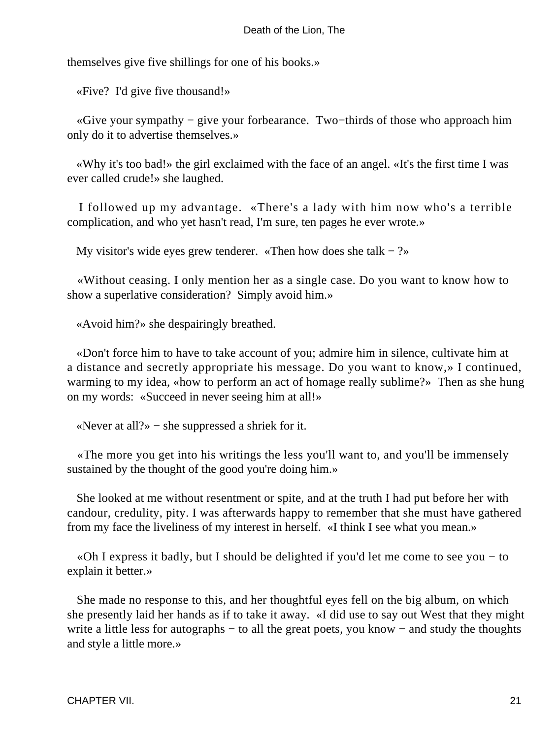themselves give five shillings for one of his books.»

«Five? I'd give five thousand!»

«Give your sympathy − give your forbearance. Two−thirds of those who approach him only do it to advertise themselves.»

«Why it's too bad!» the girl exclaimed with the face of an angel. «It's the first time I was ever called crude!» she laughed.

I followed up my advantage. «There's a lady with him now who's a terrible complication, and who yet hasn't read, I'm sure, ten pages he ever wrote.»

My visitor's wide eyes grew tenderer. «Then how does she talk − ?»

«Without ceasing. I only mention her as a single case. Do you want to know how to show a superlative consideration? Simply avoid him.»

«Avoid him?» she despairingly breathed.

«Don't force him to have to take account of you; admire him in silence, cultivate him at a distance and secretly appropriate his message. Do you want to know,» I continued, warming to my idea, «how to perform an act of homage really sublime?» Then as she hung on my words: «Succeed in never seeing him at all!»

«Never at all?» − she suppressed a shriek for it.

«The more you get into his writings the less you'll want to, and you'll be immensely sustained by the thought of the good you're doing him.»

She looked at me without resentment or spite, and at the truth I had put before her with candour, credulity, pity. I was afterwards happy to remember that she must have gathered from my face the liveliness of my interest in herself. «I think I see what you mean.»

«Oh I express it badly, but I should be delighted if you'd let me come to see you − to explain it better.»

She made no response to this, and her thoughtful eyes fell on the big album, on which she presently laid her hands as if to take it away. «I did use to say out West that they might write a little less for autographs − to all the great poets, you know − and study the thoughts and style a little more.»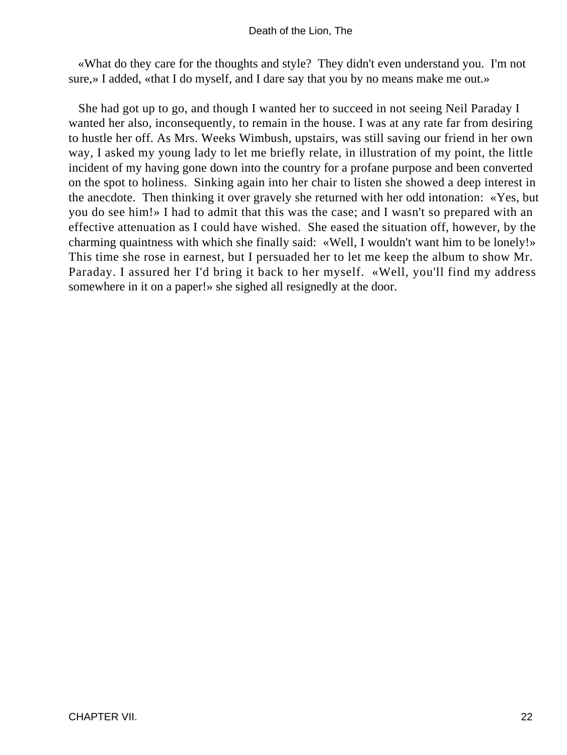«What do they care for the thoughts and style? They didn't even understand you. I'm not sure,» I added, «that I do myself, and I dare say that you by no means make me out.»

She had got up to go, and though I wanted her to succeed in not seeing Neil Paraday I wanted her also, inconsequently, to remain in the house. I was at any rate far from desiring to hustle her off. As Mrs. Weeks Wimbush, upstairs, was still saving our friend in her own way, I asked my young lady to let me briefly relate, in illustration of my point, the little incident of my having gone down into the country for a profane purpose and been converted on the spot to holiness. Sinking again into her chair to listen she showed a deep interest in the anecdote. Then thinking it over gravely she returned with her odd intonation: «Yes, but you do see him!» I had to admit that this was the case; and I wasn't so prepared with an effective attenuation as I could have wished. She eased the situation off, however, by the charming quaintness with which she finally said: «Well, I wouldn't want him to be lonely!» This time she rose in earnest, but I persuaded her to let me keep the album to show Mr. Paraday. I assured her I'd bring it back to her myself. «Well, you'll find my address somewhere in it on a paper!» she sighed all resignedly at the door.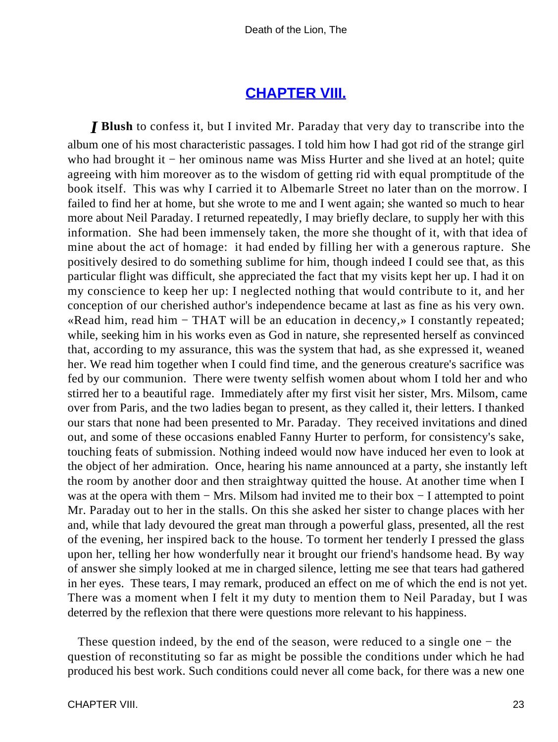## CHAPTER VIII.

*I* **Blush** to confess it, but I invited Mr. Paraday that very day to transcribe into the album one of his most characteristic passages. I told him how I had got rid of the strange girl who had brought it − her ominous name was Miss Hurter and she lived at an hotel; quite agreeing with him moreover as to the wisdom of getting rid with equal promptitude of the book itself. This was why I carried it to Albemarle Street no later than on the morrow. I failed to find her at home, but she wrote to me and I went again; she wanted so much to hear more about Neil Paraday. I returned repeatedly, I may briefly declare, to supply her with this information. She had been immensely taken, the more she thought of it, with that idea of mine about the act of homage: it had ended by filling her with a generous rapture. She positively desired to do something sublime for him, though indeed I could see that, as this particular flight was difficult, she appreciated the fact that my visits kept her up. I had it on my conscience to keep her up: I neglected nothing that would contribute to it, and her conception of our cherished author's independence became at last as fine as his very own. «Read him, read him − THAT will be an education in decency,» I constantly repeated; while, seeking him in his works even as God in nature, she represented herself as convinced that, according to my assurance, this was the system that had, as she expressed it, weaned her. We read him together when I could find time, and the generous creature's sacrifice was fed by our communion. There were twenty selfish women about whom I told her and who stirred her to a beautiful rage. Immediately after my first visit her sister, Mrs. Milsom, came over from Paris, and the two ladies began to present, as they called it, their letters. I thanked our stars that none had been presented to Mr. Paraday. They received invitations and dined out, and some of these occasions enabled Fanny Hurter to perform, for consistency's sake, touching feats of submission. Nothing indeed would now have induced her even to look at the object of her admiration. Once, hearing his name announced at a party, she instantly left the room by another door and then straightway quitted the house. At another time when I was at the opera with them − Mrs. Milsom had invited me to their box − I attempted to point Mr. Paraday out to her in the stalls. On this she asked her sister to change places with her and, while that lady devoured the great man through a powerful glass, presented, all the rest of the evening, her inspired back to the house. To torment her tenderly I pressed the glass upon her, telling her how wonderfully near it brought our friend's handsome head. By way of answer she simply looked at me in charged silence, letting me see that tears had gathered in her eyes. These tears, I may remark, produced an effect on me of which the end is not yet. There was a moment when I felt it my duty to mention them to Neil Paraday, but I was deterred by the reflexion that there were questions more relevant to his happiness.

These question indeed, by the end of the season, were reduced to a single one − the question of reconstituting so far as might be possible the conditions under which he had produced his best work. Such conditions could never all come back, for there was a new one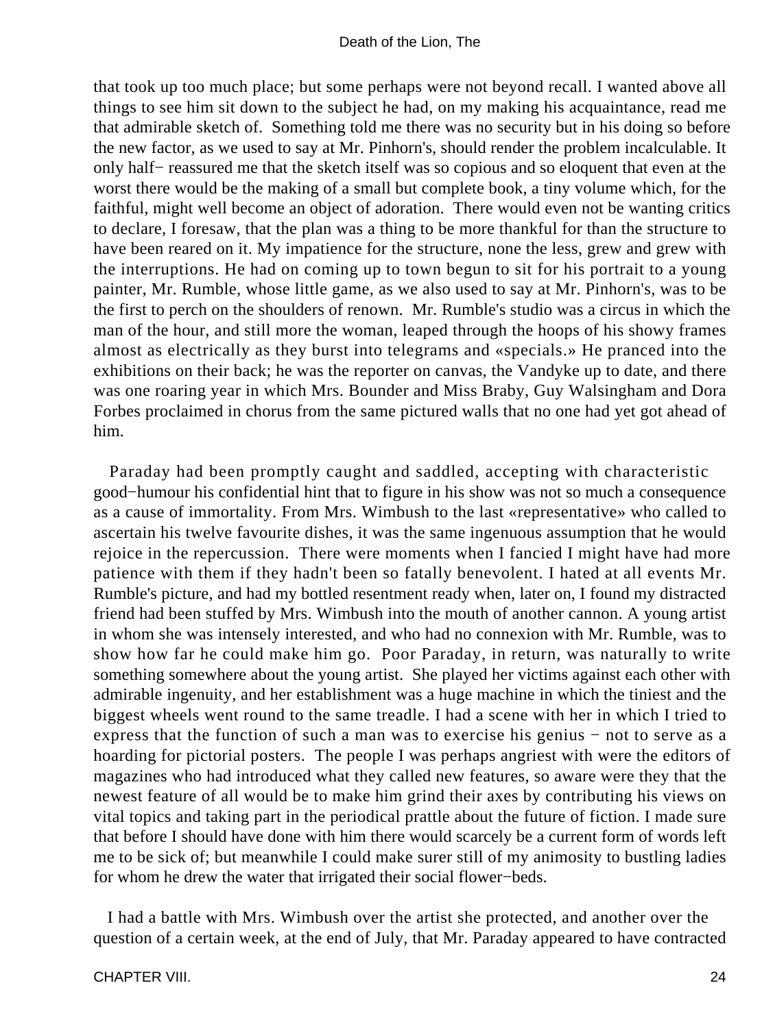that took up too much place; but some perhaps were not beyond recall. I wanted above all things to see him sit down to the subject he had, on my making his acquaintance, read me that admirable sketch of. Something told me there was no security but in his doing so before the new factor, as we used to say at Mr. Pinhorn's, should render the problem incalculable. It only half− reassured me that the sketch itself was so copious and so eloquent that even at the worst there would be the making of a small but complete book, a tiny volume which, for the faithful, might well become an object of adoration. There would even not be wanting critics to declare, I foresaw, that the plan was a thing to be more thankful for than the structure to have been reared on it. My impatience for the structure, none the less, grew and grew with the interruptions. He had on coming up to town begun to sit for his portrait to a young painter, Mr. Rumble, whose little game, as we also used to say at Mr. Pinhorn's, was to be the first to perch on the shoulders of renown. Mr. Rumble's studio was a circus in which the man of the hour, and still more the woman, leaped through the hoops of his showy frames almost as electrically as they burst into telegrams and «specials.» He pranced into the exhibitions on their back; he was the reporter on canvas, the Vandyke up to date, and there was one roaring year in which Mrs. Bounder and Miss Braby, Guy Walsingham and Dora Forbes proclaimed in chorus from the same pictured walls that no one had yet got ahead of him.

Paraday had been promptly caught and saddled, accepting with characteristic good−humour his confidential hint that to figure in his show was not so much a consequence as a cause of immortality. From Mrs. Wimbush to the last «representative» who called to ascertain his twelve favourite dishes, it was the same ingenuous assumption that he would rejoice in the repercussion. There were moments when I fancied I might have had more patience with them if they hadn't been so fatally benevolent. I hated at all events Mr. Rumble's picture, and had my bottled resentment ready when, later on, I found my distracted friend had been stuffed by Mrs. Wimbush into the mouth of another cannon. A young artist in whom she was intensely interested, and who had no connexion with Mr. Rumble, was to show how far he could make him go. Poor Paraday, in return, was naturally to write something somewhere about the young artist. She played her victims against each other with admirable ingenuity, and her establishment was a huge machine in which the tiniest and the biggest wheels went round to the same treadle. I had a scene with her in which I tried to express that the function of such a man was to exercise his genius − not to serve as a hoarding for pictorial posters. The people I was perhaps angriest with were the editors of magazines who had introduced what they called new features, so aware were they that the newest feature of all would be to make him grind their axes by contributing his views on vital topics and taking part in the periodical prattle about the future of fiction. I made sure that before I should have done with him there would scarcely be a current form of words left me to be sick of; but meanwhile I could make surer still of my animosity to bustling ladies for whom he drew the water that irrigated their social flower−beds.

I had a battle with Mrs. Wimbush over the artist she protected, and another over the question of a certain week, at the end of July, that Mr. Paraday appeared to have contracted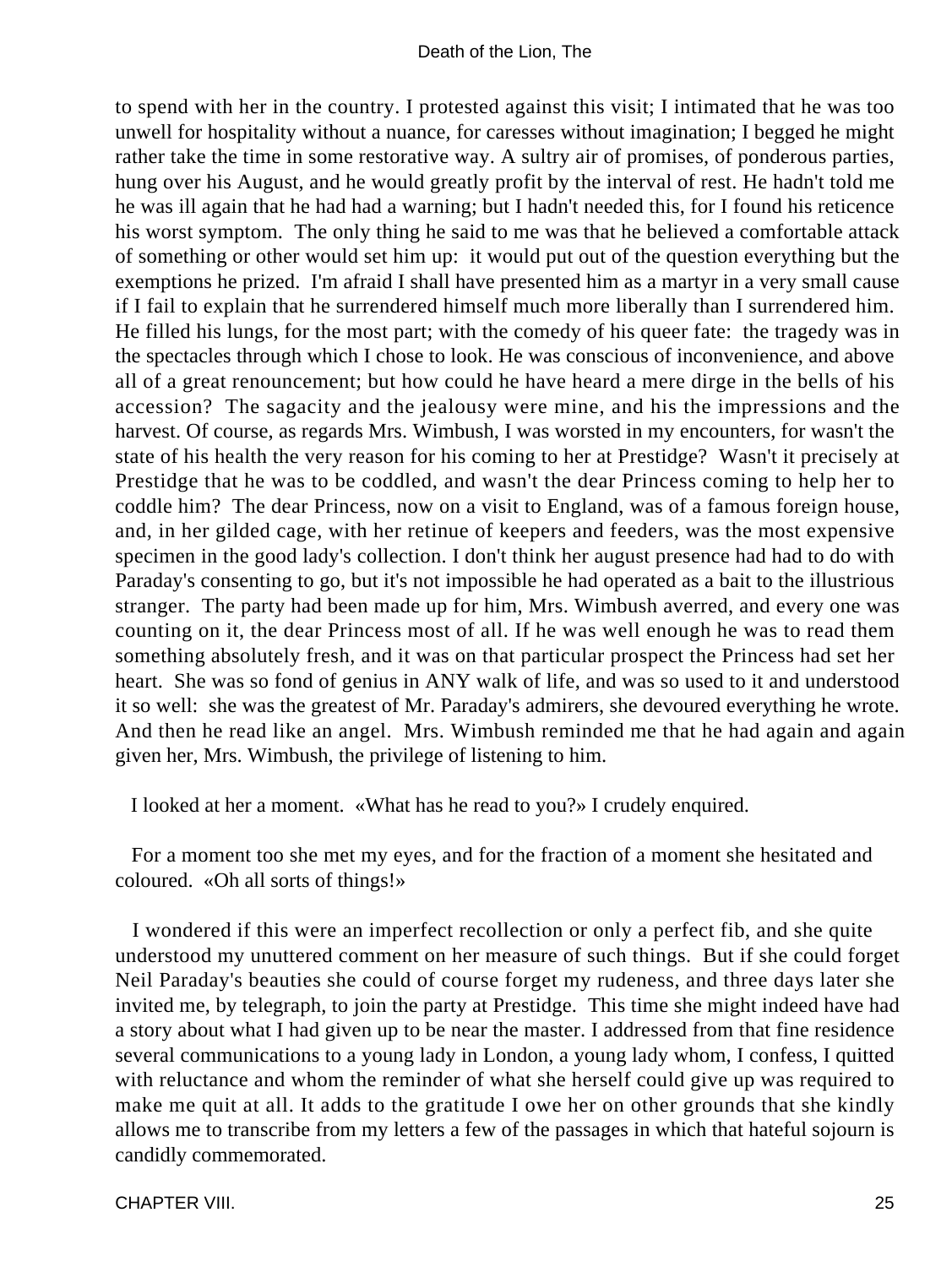to spend with her in the country. I protested against this visit; I intimated that he was too unwell for hospitality without a nuance, for caresses without imagination; I begged he might rather take the time in some restorative way. A sultry air of promises, of ponderous parties, hung over his August, and he would greatly profit by the interval of rest. He hadn't told me he was ill again that he had had a warning; but I hadn't needed this, for I found his reticence his worst symptom. The only thing he said to me was that he believed a comfortable attack of something or other would set him up: it would put out of the question everything but the exemptions he prized. I'm afraid I shall have presented him as a martyr in a very small cause if I fail to explain that he surrendered himself much more liberally than I surrendered him. He filled his lungs, for the most part; with the comedy of his queer fate: the tragedy was in the spectacles through which I chose to look. He was conscious of inconvenience, and above all of a great renouncement; but how could he have heard a mere dirge in the bells of his accession? The sagacity and the jealousy were mine, and his the impressions and the harvest. Of course, as regards Mrs. Wimbush, I was worsted in my encounters, for wasn't the state of his health the very reason for his coming to her at Prestidge? Wasn't it precisely at Prestidge that he was to be coddled, and wasn't the dear Princess coming to help her to coddle him? The dear Princess, now on a visit to England, was of a famous foreign house, and, in her gilded cage, with her retinue of keepers and feeders, was the most expensive specimen in the good lady's collection. I don't think her august presence had had to do with Paraday's consenting to go, but it's not impossible he had operated as a bait to the illustrious stranger. The party had been made up for him, Mrs. Wimbush averred, and every one was counting on it, the dear Princess most of all. If he was well enough he was to read them something absolutely fresh, and it was on that particular prospect the Princess had set her heart. She was so fond of genius in ANY walk of life, and was so used to it and understood it so well: she was the greatest of Mr. Paraday's admirers, she devoured everything he wrote. And then he read like an angel. Mrs. Wimbush reminded me that he had again and again given her, Mrs. Wimbush, the privilege of listening to him.

I looked at her a moment. «What has he read to you?» I crudely enquired.

For a moment too she met my eyes, and for the fraction of a moment she hesitated and coloured. «Oh all sorts of things!»

I wondered if this were an imperfect recollection or only a perfect fib, and she quite understood my unuttered comment on her measure of such things. But if she could forget Neil Paraday's beauties she could of course forget my rudeness, and three days later she invited me, by telegraph, to join the party at Prestidge. This time she might indeed have had a story about what I had given up to be near the master. I addressed from that fine residence several communications to a young lady in London, a young lady whom, I confess, I quitted with reluctance and whom the reminder of what she herself could give up was required to make me quit at all. It adds to the gratitude I owe her on other grounds that she kindly allows me to transcribe from my letters a few of the passages in which that hateful sojourn is candidly commemorated.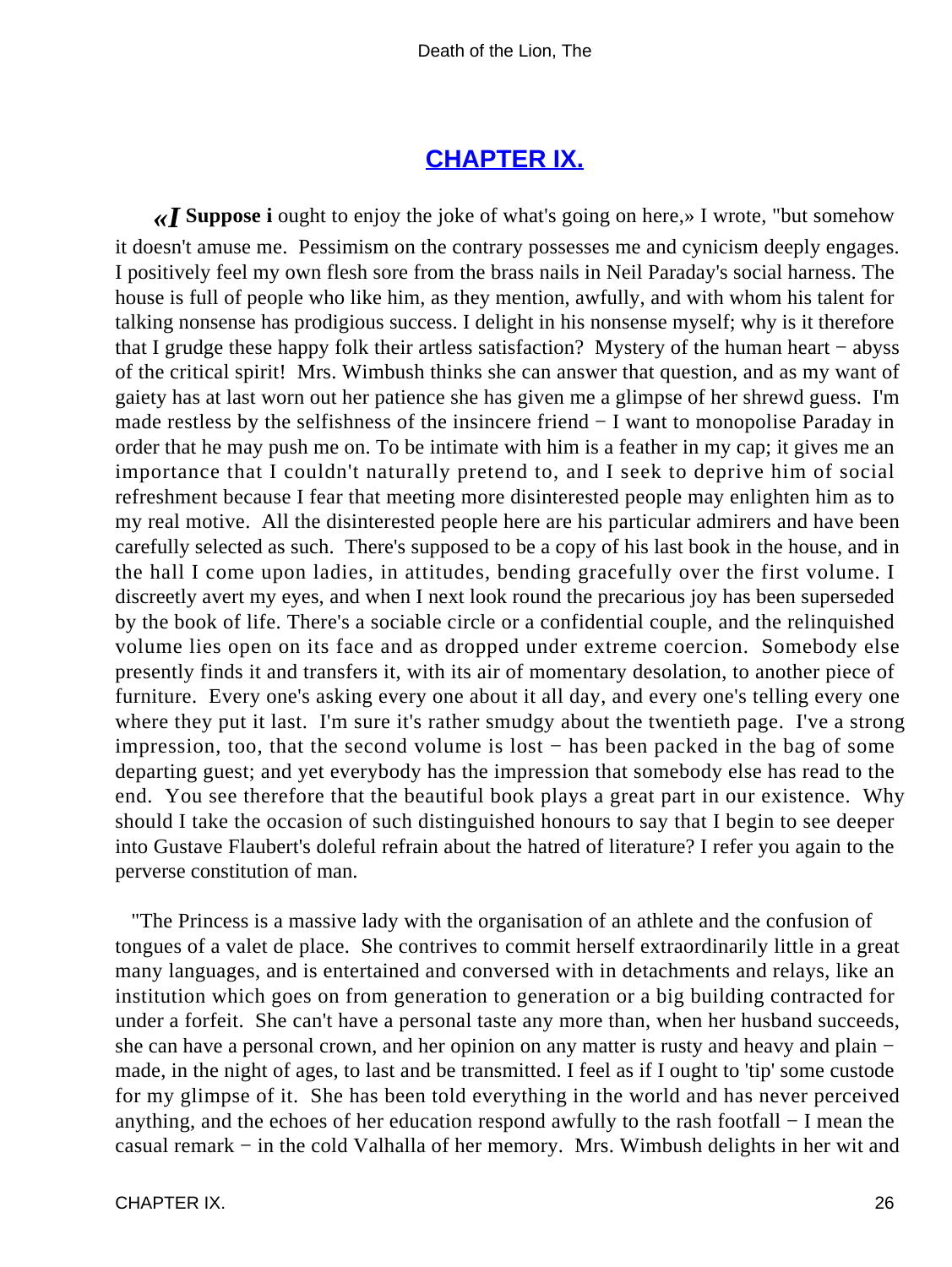## CHAPTER IX.

«I Suppose i ought to enjoy the joke of what's going on here,» I wrote, "but somehow it doesn't amuse me. Pessimism on the contrary possesses me and cynicism deeply engages. I positively feel my own flesh sore from the brass nails in Neil Paraday's social harness. The house is full of people who like him, as they mention, awfully, and with whom his talent for talking nonsense has prodigious success. I delight in his nonsense myself; why is it therefore that I grudge these happy folk their artless satisfaction? Mystery of the human heart − abyss of the critical spirit! Mrs. Wimbush thinks she can answer that question, and as my want of gaiety has at last worn out her patience she has given me a glimpse of her shrewd guess. I'm made restless by the selfishness of the insincere friend − I want to monopolise Paraday in order that he may push me on. To be intimate with him is a feather in my cap; it gives me an importance that I couldn't naturally pretend to, and I seek to deprive him of social refreshment because I fear that meeting more disinterested people may enlighten him as to my real motive. All the disinterested people here are his particular admirers and have been carefully selected as such. There's supposed to be a copy of his last book in the house, and in the hall I come upon ladies, in attitudes, bending gracefully over the first volume. I discreetly avert my eyes, and when I next look round the precarious joy has been superseded by the book of life. There's a sociable circle or a confidential couple, and the relinquished volume lies open on its face and as dropped under extreme coercion. Somebody else presently finds it and transfers it, with its air of momentary desolation, to another piece of furniture. Every one's asking every one about it all day, and every one's telling every one where they put it last. I'm sure it's rather smudgy about the twentieth page. I've a strong impression, too, that the second volume is lost − has been packed in the bag of some departing guest; and yet everybody has the impression that somebody else has read to the end. You see therefore that the beautiful book plays a great part in our existence. Why should I take the occasion of such distinguished honours to say that I begin to see deeper into Gustave Flaubert's doleful refrain about the hatred of literature? I refer you again to the perverse constitution of man.

"The Princess is a massive lady with the organisation of an athlete and the confusion of tongues of a valet de place. She contrives to commit herself extraordinarily little in a great many languages, and is entertained and conversed with in detachments and relays, like an institution which goes on from generation to generation or a big building contracted for under a forfeit. She can't have a personal taste any more than, when her husband succeeds, she can have a personal crown, and her opinion on any matter is rusty and heavy and plain − made, in the night of ages, to last and be transmitted. I feel as if I ought to 'tip' some custode for my glimpse of it. She has been told everything in the world and has never perceived anything, and the echoes of her education respond awfully to the rash footfall − I mean the casual remark − in the cold Valhalla of her memory. Mrs. Wimbush delights in her wit and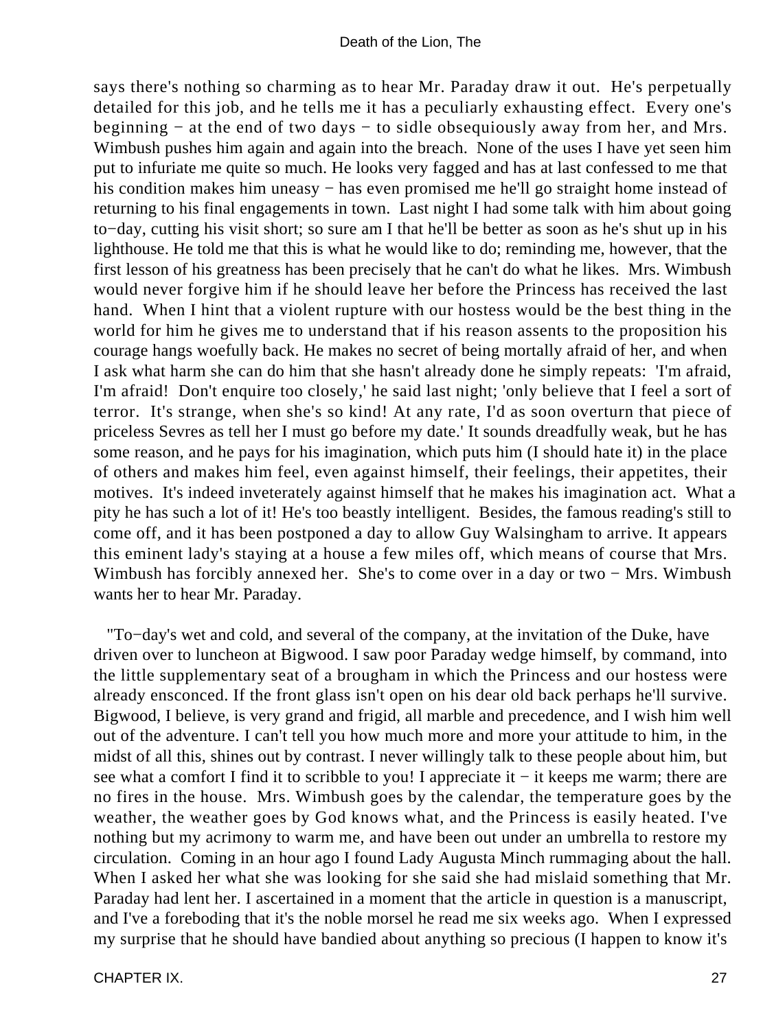says there's nothing so charming as to hear Mr. Paraday draw it out. He's perpetually detailed for this job, and he tells me it has a peculiarly exhausting effect. Every one's beginning − at the end of two days − to sidle obsequiously away from her, and Mrs. Wimbush pushes him again and again into the breach. None of the uses I have yet seen him put to infuriate me quite so much. He looks very fagged and has at last confessed to me that his condition makes him uneasy − has even promised me he'll go straight home instead of returning to his final engagements in town. Last night I had some talk with him about going to−day, cutting his visit short; so sure am I that he'll be better as soon as he's shut up in his lighthouse. He told me that this is what he would like to do; reminding me, however, that the first lesson of his greatness has been precisely that he can't do what he likes. Mrs. Wimbush would never forgive him if he should leave her before the Princess has received the last hand. When I hint that a violent rupture with our hostess would be the best thing in the world for him he gives me to understand that if his reason assents to the proposition his courage hangs woefully back. He makes no secret of being mortally afraid of her, and when I ask what harm she can do him that she hasn't already done he simply repeats: 'I'm afraid, I'm afraid! Don't enquire too closely,' he said last night; 'only believe that I feel a sort of terror. It's strange, when she's so kind! At any rate, I'd as soon overturn that piece of priceless Sevres as tell her I must go before my date.' It sounds dreadfully weak, but he has some reason, and he pays for his imagination, which puts him (I should hate it) in the place of others and makes him feel, even against himself, their feelings, their appetites, their motives. It's indeed inveterately against himself that he makes his imagination act. What a pity he has such a lot of it! He's too beastly intelligent. Besides, the famous reading's still to come off, and it has been postponed a day to allow Guy Walsingham to arrive. It appears this eminent lady's staying at a house a few miles off, which means of course that Mrs. Wimbush has forcibly annexed her. She's to come over in a day or two − Mrs. Wimbush wants her to hear Mr. Paraday.

"To−day's wet and cold, and several of the company, at the invitation of the Duke, have driven over to luncheon at Bigwood. I saw poor Paraday wedge himself, by command, into the little supplementary seat of a brougham in which the Princess and our hostess were already ensconced. If the front glass isn't open on his dear old back perhaps he'll survive. Bigwood, I believe, is very grand and frigid, all marble and precedence, and I wish him well out of the adventure. I can't tell you how much more and more your attitude to him, in the midst of all this, shines out by contrast. I never willingly talk to these people about him, but see what a comfort I find it to scribble to you! I appreciate it − it keeps me warm; there are no fires in the house. Mrs. Wimbush goes by the calendar, the temperature goes by the weather, the weather goes by God knows what, and the Princess is easily heated. I've nothing but my acrimony to warm me, and have been out under an umbrella to restore my circulation. Coming in an hour ago I found Lady Augusta Minch rummaging about the hall. When I asked her what she was looking for she said she had mislaid something that Mr. Paraday had lent her. I ascertained in a moment that the article in question is a manuscript, and I've a foreboding that it's the noble morsel he read me six weeks ago. When I expressed my surprise that he should have bandied about anything so precious (I happen to know it's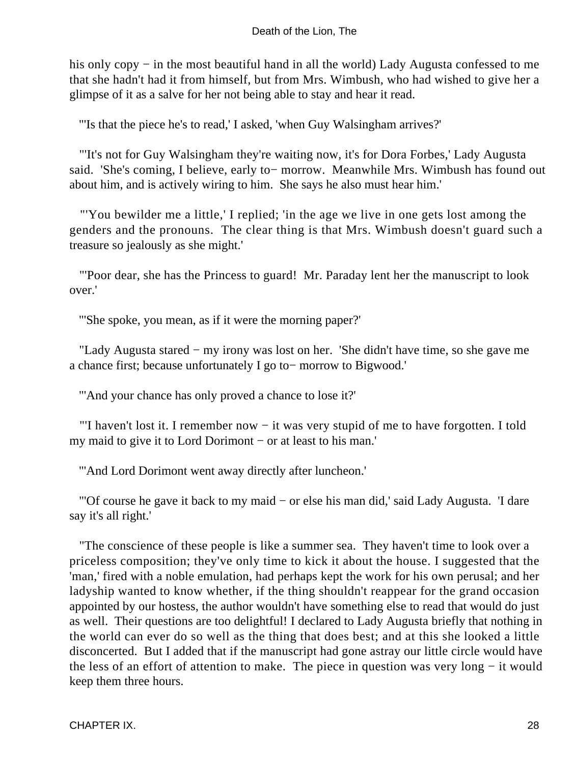his only copy − in the most beautiful hand in all the world) Lady Augusta confessed to me that she hadn't had it from himself, but from Mrs. Wimbush, who had wished to give her a glimpse of it as a salve for her not being able to stay and hear it read.

"'Is that the piece he's to read,' I asked, 'when Guy Walsingham arrives?'

"'It's not for Guy Walsingham they're waiting now, it's for Dora Forbes,' Lady Augusta said. 'She's coming, I believe, early to− morrow. Meanwhile Mrs. Wimbush has found out about him, and is actively wiring to him. She says he also must hear him.'

"'You bewilder me a little,' I replied; 'in the age we live in one gets lost among the genders and the pronouns. The clear thing is that Mrs. Wimbush doesn't guard such a treasure so jealously as she might.'

"'Poor dear, she has the Princess to guard! Mr. Paraday lent her the manuscript to look over.'

"'She spoke, you mean, as if it were the morning paper?'

"Lady Augusta stared − my irony was lost on her. 'She didn't have time, so she gave me a chance first; because unfortunately I go to− morrow to Bigwood.'

"'And your chance has only proved a chance to lose it?'

"'I haven't lost it. I remember now − it was very stupid of me to have forgotten. I told my maid to give it to Lord Dorimont − or at least to his man.'

"'And Lord Dorimont went away directly after luncheon.'

"'Of course he gave it back to my maid − or else his man did,' said Lady Augusta. 'I dare say it's all right.'

"The conscience of these people is like a summer sea. They haven't time to look over a priceless composition; they've only time to kick it about the house. I suggested that the 'man,' fired with a noble emulation, had perhaps kept the work for his own perusal; and her ladyship wanted to know whether, if the thing shouldn't reappear for the grand occasion appointed by our hostess, the author wouldn't have something else to read that would do just as well. Their questions are too delightful! I declared to Lady Augusta briefly that nothing in the world can ever do so well as the thing that does best; and at this she looked a little disconcerted. But I added that if the manuscript had gone astray our little circle would have the less of an effort of attention to make. The piece in question was very long − it would keep them three hours.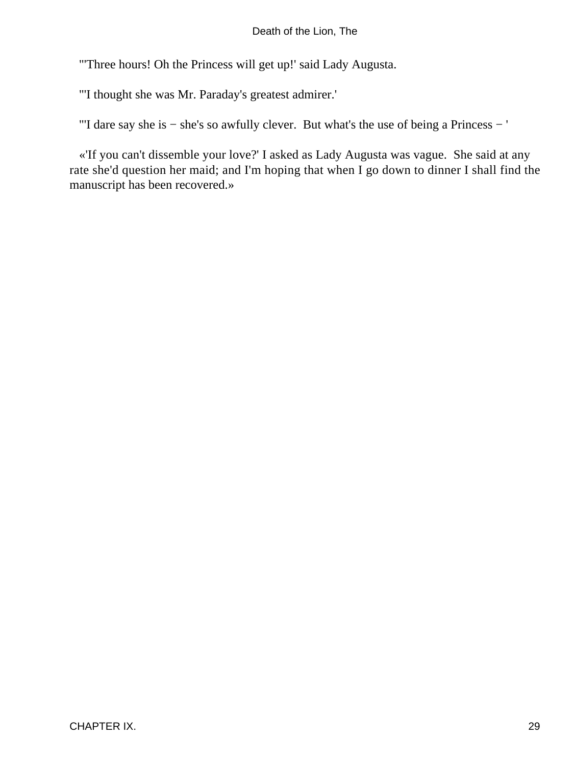"'Three hours! Oh the Princess will get up!' said Lady Augusta.

"'I thought she was Mr. Paraday's greatest admirer.'

"'I dare say she is − she's so awfully clever.  But what's the use of being a Princess − '

«'If you can't dissemble your love?' I asked as Lady Augusta was vague.  She said at any rate she'd question her maid; and I'm hoping that when I go down to dinner I shall find the manuscript has been recovered.»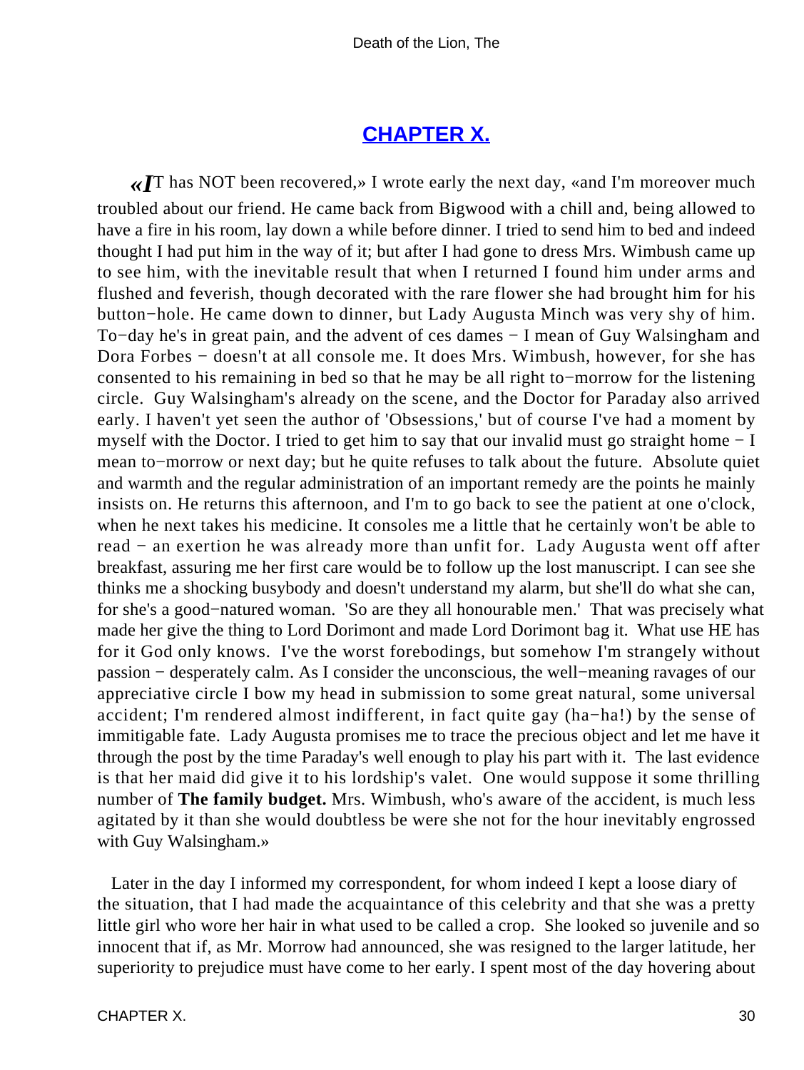## [CHAPTER X.]()

«*I*T has NOT been recovered,» I wrote early the next day, «and I'm moreover much troubled about our friend. He came back from Bigwood with a chill and, being allowed to have a fire in his room, lay down a while before dinner. I tried to send him to bed and indeed thought I had put him in the way of it; but after I had gone to dress Mrs. Wimbush came up to see him, with the inevitable result that when I returned I found him under arms and flushed and feverish, though decorated with the rare flower she had brought him for his button−hole. He came down to dinner, but Lady Augusta Minch was very shy of him. To−day he's in great pain, and the advent of ces dames − I mean of Guy Walsingham and Dora Forbes − doesn't at all console me. It does Mrs. Wimbush, however, for she has consented to his remaining in bed so that he may be all right to−morrow for the listening circle. Guy Walsingham's already on the scene, and the Doctor for Paraday also arrived early. I haven't yet seen the author of 'Obsessions,' but of course I've had a moment by myself with the Doctor. I tried to get him to say that our invalid must go straight home − I mean to−morrow or next day; but he quite refuses to talk about the future. Absolute quiet and warmth and the regular administration of an important remedy are the points he mainly insists on. He returns this afternoon, and I'm to go back to see the patient at one o'clock, when he next takes his medicine. It consoles me a little that he certainly won't be able to read − an exertion he was already more than unfit for. Lady Augusta went off after breakfast, assuring me her first care would be to follow up the lost manuscript. I can see she thinks me a shocking busybody and doesn't understand my alarm, but she'll do what she can, for she's a good−natured woman. 'So are they all honourable men.' That was precisely what made her give the thing to Lord Dorimont and made Lord Dorimont bag it. What use HE has for it God only knows. I've the worst forebodings, but somehow I'm strangely without passion − desperately calm. As I consider the unconscious, the well−meaning ravages of our appreciative circle I bow my head in submission to some great natural, some universal accident; I'm rendered almost indifferent, in fact quite gay (ha−ha!) by the sense of immitigable fate. Lady Augusta promises me to trace the precious object and let me have it through the post by the time Paraday's well enough to play his part with it. The last evidence is that her maid did give it to his lordship's valet. One would suppose it some thrilling number of **The family budget.** Mrs. Wimbush, who's aware of the accident, is much less agitated by it than she would doubtless be were she not for the hour inevitably engrossed with Guy Walsingham.»

Later in the day I informed my correspondent, for whom indeed I kept a loose diary of the situation, that I had made the acquaintance of this celebrity and that she was a pretty little girl who wore her hair in what used to be called a crop. She looked so juvenile and so innocent that if, as Mr. Morrow had announced, she was resigned to the larger latitude, her superiority to prejudice must have come to her early. I spent most of the day hovering about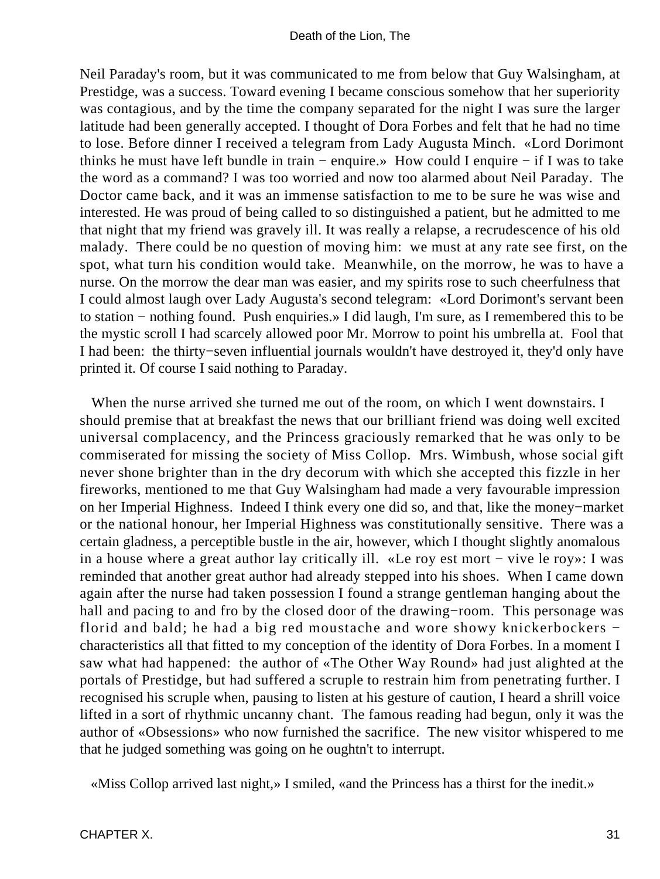Neil Paraday's room, but it was communicated to me from below that Guy Walsingham, at Prestidge, was a success. Toward evening I became conscious somehow that her superiority was contagious, and by the time the company separated for the night I was sure the larger latitude had been generally accepted. I thought of Dora Forbes and felt that he had no time to lose. Before dinner I received a telegram from Lady Augusta Minch. «Lord Dorimont thinks he must have left bundle in train − enquire.» How could I enquire − if I was to take the word as a command? I was too worried and now too alarmed about Neil Paraday. The Doctor came back, and it was an immense satisfaction to me to be sure he was wise and interested. He was proud of being called to so distinguished a patient, but he admitted to me that night that my friend was gravely ill. It was really a relapse, a recrudescence of his old malady. There could be no question of moving him: we must at any rate see first, on the spot, what turn his condition would take. Meanwhile, on the morrow, he was to have a nurse. On the morrow the dear man was easier, and my spirits rose to such cheerfulness that I could almost laugh over Lady Augusta's second telegram: «Lord Dorimont's servant been to station − nothing found. Push enquiries.» I did laugh, I'm sure, as I remembered this to be the mystic scroll I had scarcely allowed poor Mr. Morrow to point his umbrella at. Fool that I had been: the thirty−seven influential journals wouldn't have destroyed it, they'd only have printed it. Of course I said nothing to Paraday.

When the nurse arrived she turned me out of the room, on which I went downstairs. I should premise that at breakfast the news that our brilliant friend was doing well excited universal complacency, and the Princess graciously remarked that he was only to be commiserated for missing the society of Miss Collop. Mrs. Wimbush, whose social gift never shone brighter than in the dry decorum with which she accepted this fizzle in her fireworks, mentioned to me that Guy Walsingham had made a very favourable impression on her Imperial Highness. Indeed I think every one did so, and that, like the money−market or the national honour, her Imperial Highness was constitutionally sensitive. There was a certain gladness, a perceptible bustle in the air, however, which I thought slightly anomalous in a house where a great author lay critically ill. «Le roy est mort − vive le roy»: I was reminded that another great author had already stepped into his shoes. When I came down again after the nurse had taken possession I found a strange gentleman hanging about the hall and pacing to and fro by the closed door of the drawing−room. This personage was florid and bald; he had a big red moustache and wore showy knickerbockers − characteristics all that fitted to my conception of the identity of Dora Forbes. In a moment I saw what had happened: the author of «The Other Way Round» had just alighted at the portals of Prestidge, but had suffered a scruple to restrain him from penetrating further. I recognised his scruple when, pausing to listen at his gesture of caution, I heard a shrill voice lifted in a sort of rhythmic uncanny chant. The famous reading had begun, only it was the author of «Obsessions» who now furnished the sacrifice. The new visitor whispered to me that he judged something was going on he oughtn't to interrupt.

«Miss Collop arrived last night,» I smiled, «and the Princess has a thirst for the inedit.»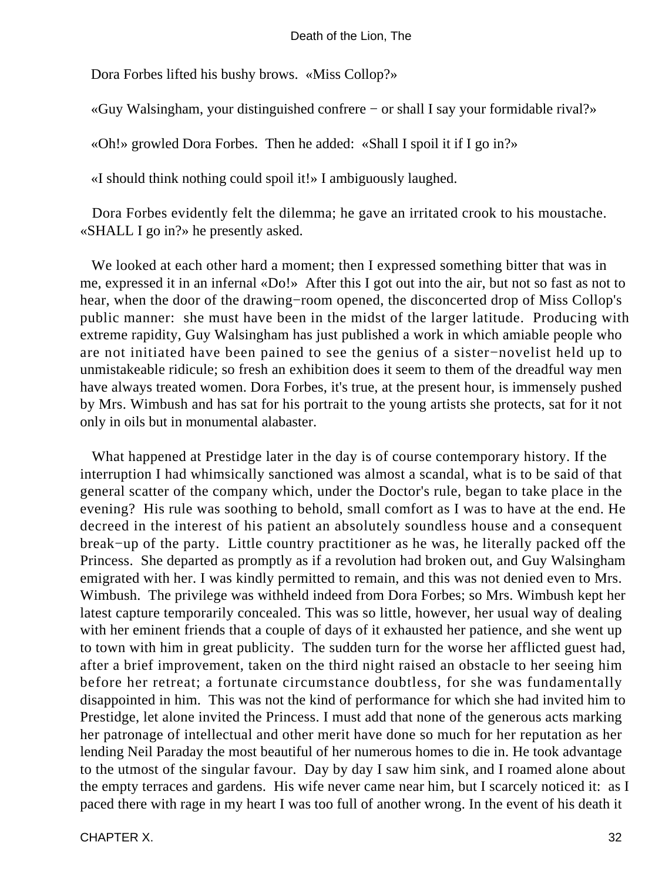Dora Forbes lifted his bushy brows. «Miss Collop?»

«Guy Walsingham, your distinguished confrere − or shall I say your formidable rival?»

«Oh!» growled Dora Forbes. Then he added: «Shall I spoil it if I go in?»

«I should think nothing could spoil it!» I ambiguously laughed.

Dora Forbes evidently felt the dilemma; he gave an irritated crook to his moustache. «SHALL I go in?» he presently asked.

We looked at each other hard a moment; then I expressed something bitter that was in me, expressed it in an infernal «Do!» After this I got out into the air, but not so fast as not to hear, when the door of the drawing−room opened, the disconcerted drop of Miss Collop's public manner: she must have been in the midst of the larger latitude. Producing with extreme rapidity, Guy Walsingham has just published a work in which amiable people who are not initiated have been pained to see the genius of a sister−novelist held up to unmistakeable ridicule; so fresh an exhibition does it seem to them of the dreadful way men have always treated women. Dora Forbes, it's true, at the present hour, is immensely pushed by Mrs. Wimbush and has sat for his portrait to the young artists she protects, sat for it not only in oils but in monumental alabaster.

What happened at Prestidge later in the day is of course contemporary history. If the interruption I had whimsically sanctioned was almost a scandal, what is to be said of that general scatter of the company which, under the Doctor's rule, began to take place in the evening? His rule was soothing to behold, small comfort as I was to have at the end. He decreed in the interest of his patient an absolutely soundless house and a consequent break−up of the party. Little country practitioner as he was, he literally packed off the Princess. She departed as promptly as if a revolution had broken out, and Guy Walsingham emigrated with her. I was kindly permitted to remain, and this was not denied even to Mrs. Wimbush. The privilege was withheld indeed from Dora Forbes; so Mrs. Wimbush kept her latest capture temporarily concealed. This was so little, however, her usual way of dealing with her eminent friends that a couple of days of it exhausted her patience, and she went up to town with him in great publicity. The sudden turn for the worse her afflicted guest had, after a brief improvement, taken on the third night raised an obstacle to her seeing him before her retreat; a fortunate circumstance doubtless, for she was fundamentally disappointed in him. This was not the kind of performance for which she had invited him to Prestidge, let alone invited the Princess. I must add that none of the generous acts marking her patronage of intellectual and other merit have done so much for her reputation as her lending Neil Paraday the most beautiful of her numerous homes to die in. He took advantage to the utmost of the singular favour. Day by day I saw him sink, and I roamed alone about the empty terraces and gardens. His wife never came near him, but I scarcely noticed it: as I paced there with rage in my heart I was too full of another wrong. In the event of his death it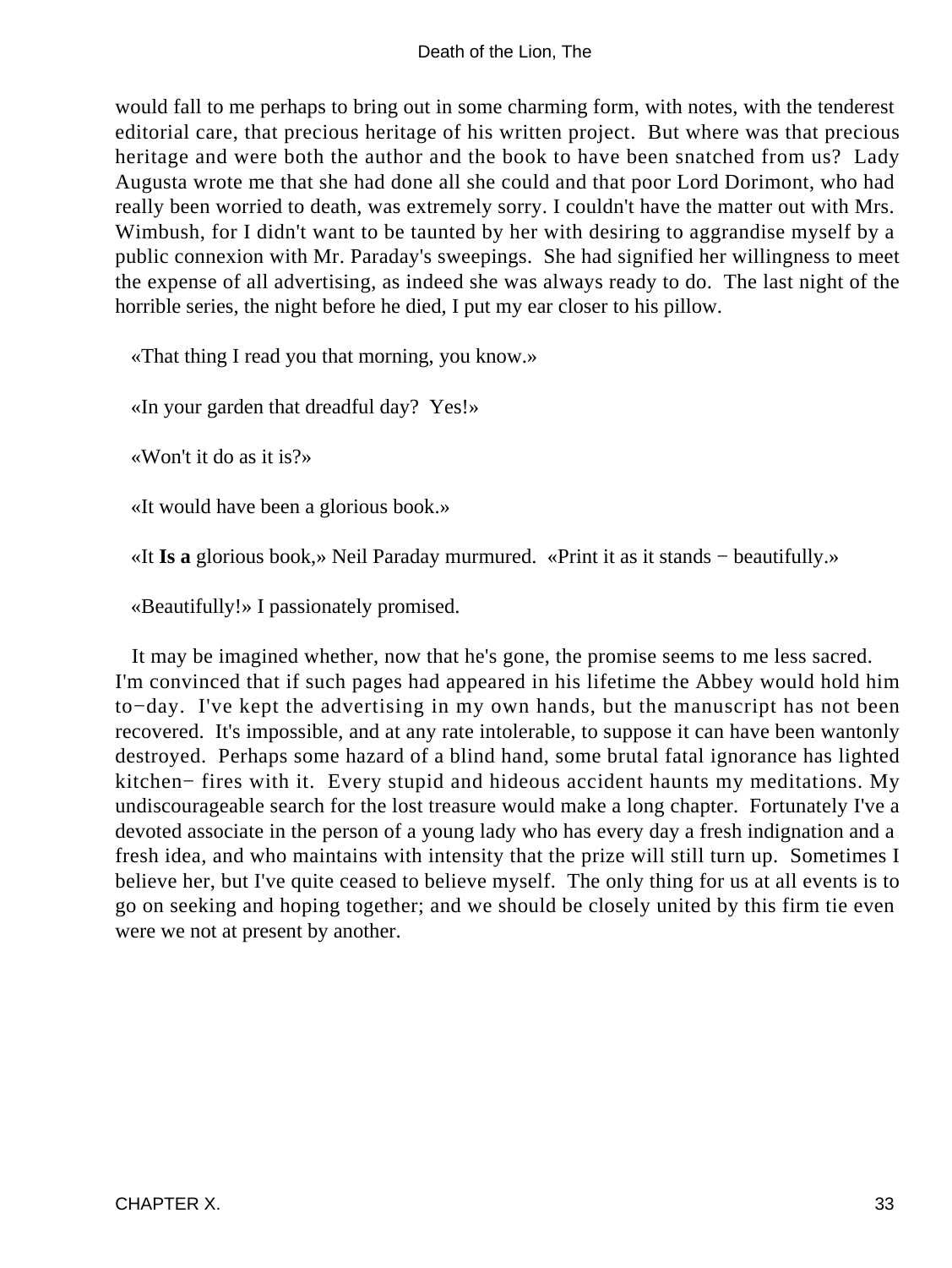would fall to me perhaps to bring out in some charming form, with notes, with the tenderest editorial care, that precious heritage of his written project. But where was that precious heritage and were both the author and the book to have been snatched from us? Lady Augusta wrote me that she had done all she could and that poor Lord Dorimont, who had really been worried to death, was extremely sorry. I couldn't have the matter out with Mrs. Wimbush, for I didn't want to be taunted by her with desiring to aggrandise myself by a public connexion with Mr. Paraday's sweepings. She had signified her willingness to meet the expense of all advertising, as indeed she was always ready to do. The last night of the horrible series, the night before he died, I put my ear closer to his pillow.

«That thing I read you that morning, you know.»

«In your garden that dreadful day? Yes!»

«Won't it do as it is?»

«It would have been a glorious book.»

«It **Is a** glorious book,» Neil Paraday murmured. «Print it as it stands − beautifully.»

«Beautifully!» I passionately promised.

It may be imagined whether, now that he's gone, the promise seems to me less sacred. I'm convinced that if such pages had appeared in his lifetime the Abbey would hold him to−day. I've kept the advertising in my own hands, but the manuscript has not been recovered. It's impossible, and at any rate intolerable, to suppose it can have been wantonly destroyed. Perhaps some hazard of a blind hand, some brutal fatal ignorance has lighted kitchen− fires with it. Every stupid and hideous accident haunts my meditations. My undiscourageable search for the lost treasure would make a long chapter. Fortunately I've a devoted associate in the person of a young lady who has every day a fresh indignation and a fresh idea, and who maintains with intensity that the prize will still turn up. Sometimes I believe her, but I've quite ceased to believe myself. The only thing for us at all events is to go on seeking and hoping together; and we should be closely united by this firm tie even were we not at present by another.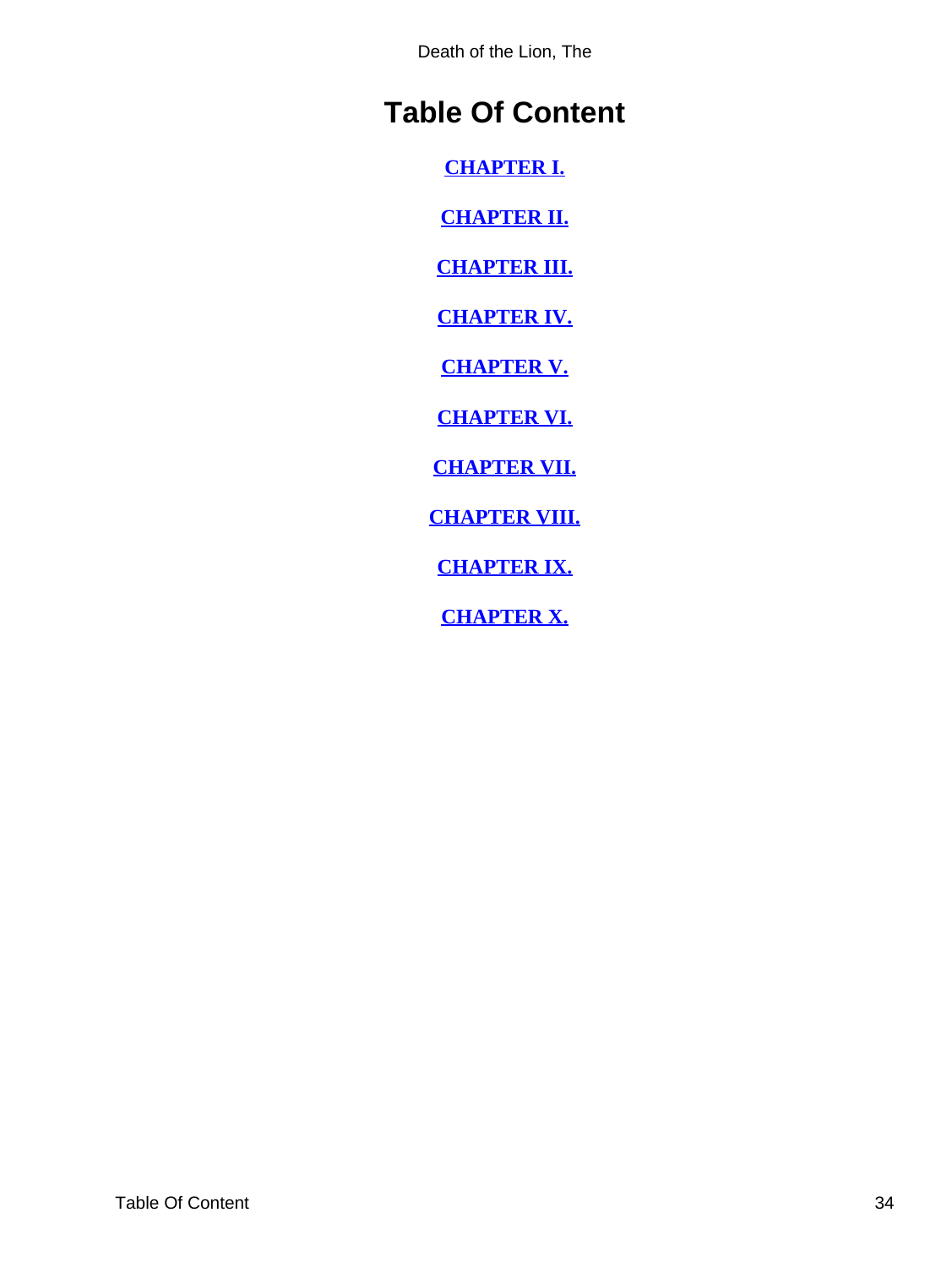# Table Of Content

**CHAPTER I.**

**CHAPTER II.**

**CHAPTER III.**

**CHAPTER IV.**

**CHAPTER V.**

**CHAPTER VI.**

**CHAPTER VII.**

**CHAPTER VIII.**

**CHAPTER IX.**

**CHAPTER X.**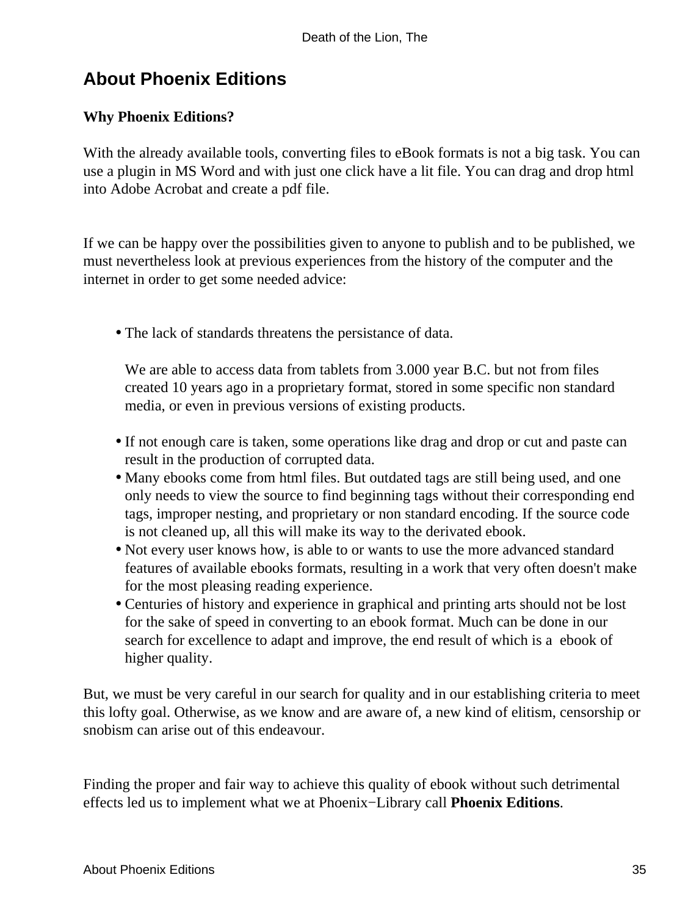## About Phoenix Editions

**Why Phoenix Editions?**

With the already available tools, converting files to eBook formats is not a big task. You can use a plugin in MS Word and with just one click have a lit file. You can drag and drop html into Adobe Acrobat and create a pdf file.

If we can be happy over the possibilities given to anyone to publish and to be published, we must nevertheless look at previous experiences from the history of the computer and the internet in order to get some needed advice:

- The lack of standards threatens the persistance of data.

  We are able to access data from tablets from 3.000 year B.C. but not from files created 10 years ago in a proprietary format, stored in some specific non standard media, or even in previous versions of existing products.
- If not enough care is taken, some operations like drag and drop or cut and paste can result in the production of corrupted data.
- Many ebooks come from html files. But outdated tags are still being used, and one only needs to view the source to find beginning tags without their corresponding end tags, improper nesting, and proprietary or non standard encoding. If the source code is not cleaned up, all this will make its way to the derivated ebook.
- Not every user knows how, is able to or wants to use the more advanced standard features of available ebooks formats, resulting in a work that very often doesn't make for the most pleasing reading experience.
- Centuries of history and experience in graphical and printing arts should not be lost for the sake of speed in converting to an ebook format. Much can be done in our search for excellence to adapt and improve, the end result of which is a ebook of higher quality.

But, we must be very careful in our search for quality and in our establishing criteria to meet this lofty goal. Otherwise, as we know and are aware of, a new kind of elitism, censorship or snobism can arise out of this endeavour.

Finding the proper and fair way to achieve this quality of ebook without such detrimental effects led us to implement what we at Phoenix−Library call **Phoenix Editions**.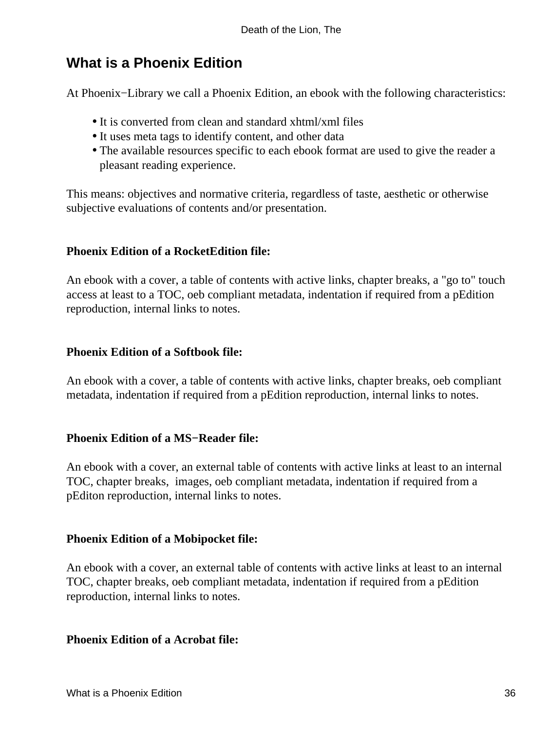## What is a Phoenix Edition

At Phoenix−Library we call a Phoenix Edition, an ebook with the following characteristics:

- It is converted from clean and standard xhtml/xml files
- It uses meta tags to identify content, and other data
- The available resources specific to each ebook format are used to give the reader a pleasant reading experience.

This means: objectives and normative criteria, regardless of taste, aesthetic or otherwise subjective evaluations of contents and/or presentation.

**Phoenix Edition of a RocketEdition file:**

An ebook with a cover, a table of contents with active links, chapter breaks, a "go to" touch access at least to a TOC, oeb compliant metadata, indentation if required from a pEdition reproduction, internal links to notes.

**Phoenix Edition of a Softbook file:**

An ebook with a cover, a table of contents with active links, chapter breaks, oeb compliant metadata, indentation if required from a pEdition reproduction, internal links to notes.

**Phoenix Edition of a MS−Reader file:**

An ebook with a cover, an external table of contents with active links at least to an internal TOC, chapter breaks, images, oeb compliant metadata, indentation if required from a pEditon reproduction, internal links to notes.

**Phoenix Edition of a Mobipocket file:**

An ebook with a cover, an external table of contents with active links at least to an internal TOC, chapter breaks, oeb compliant metadata, indentation if required from a pEdition reproduction, internal links to notes.

**Phoenix Edition of a Acrobat file:**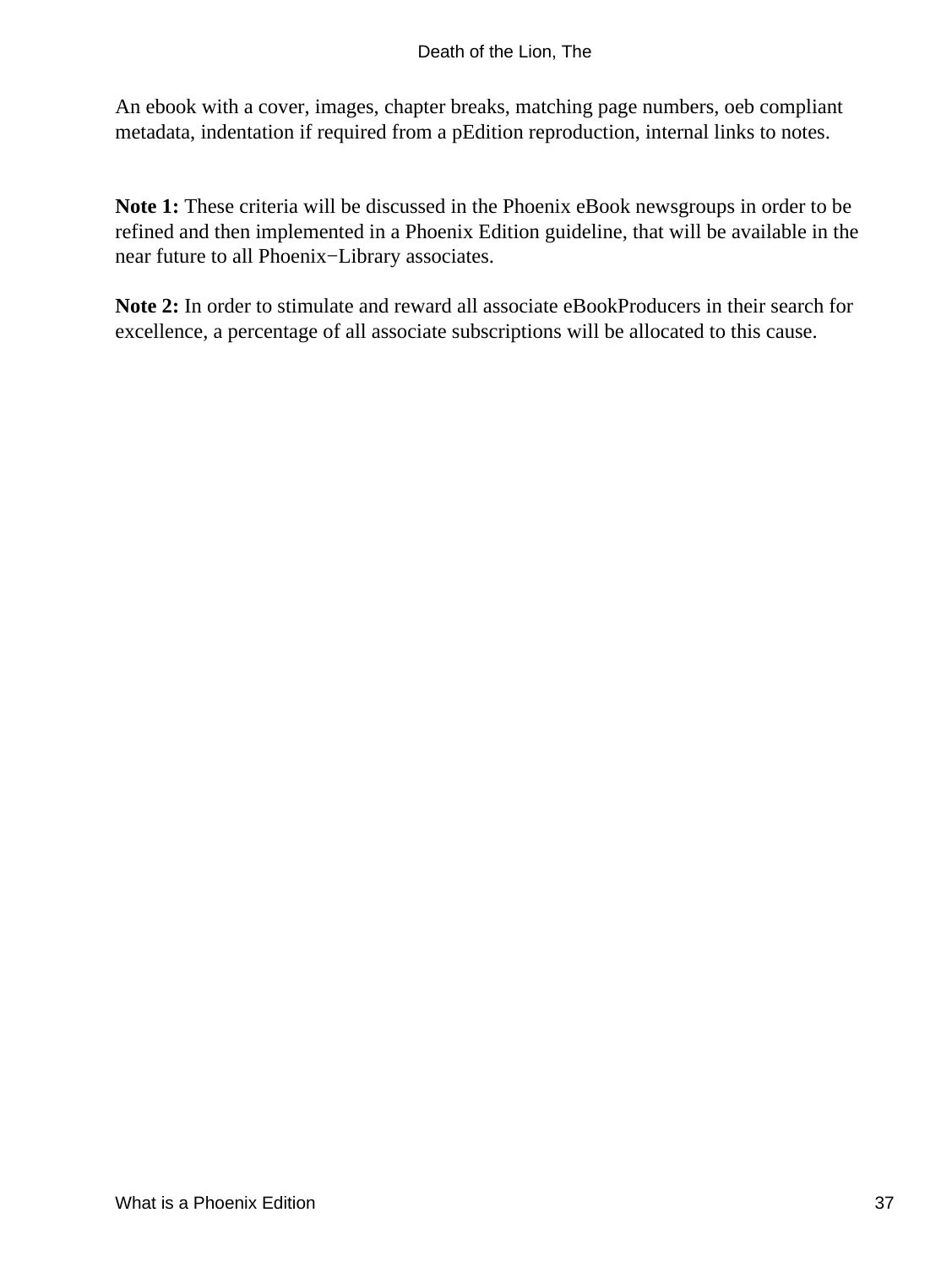An ebook with a cover, images, chapter breaks, matching page numbers, oeb compliant metadata, indentation if required from a pEdition reproduction, internal links to notes.

**Note 1:** These criteria will be discussed in the Phoenix eBook newsgroups in order to be refined and then implemented in a Phoenix Edition guideline, that will be available in the near future to all Phoenix−Library associates.

**Note 2:** In order to stimulate and reward all associate eBookProducers in their search for excellence, a percentage of all associate subscriptions will be allocated to this cause.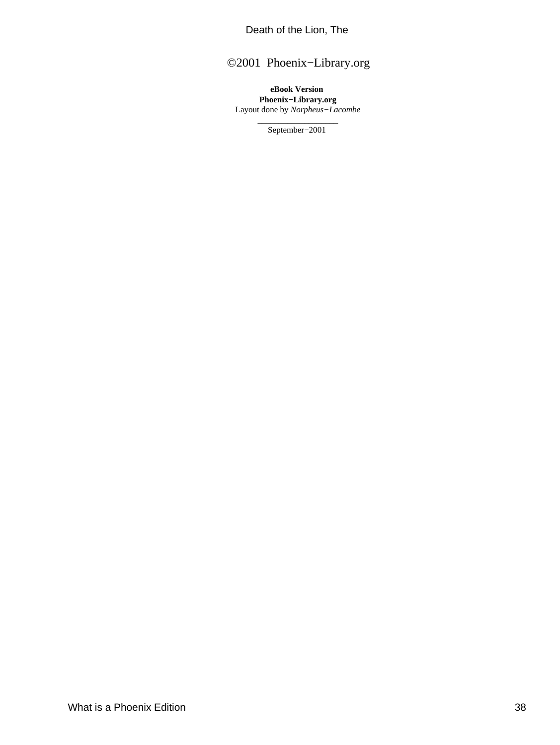©2001 Phoenix−Library.org

**eBook Version**
**Phoenix−Library.org**
Layout done by *Norpheus−Lacombe*

\_\_\_\_\_\_\_\_\_\_\_\_\_\_\_\_\_\_\_\_\_\_\_\_

September−2001